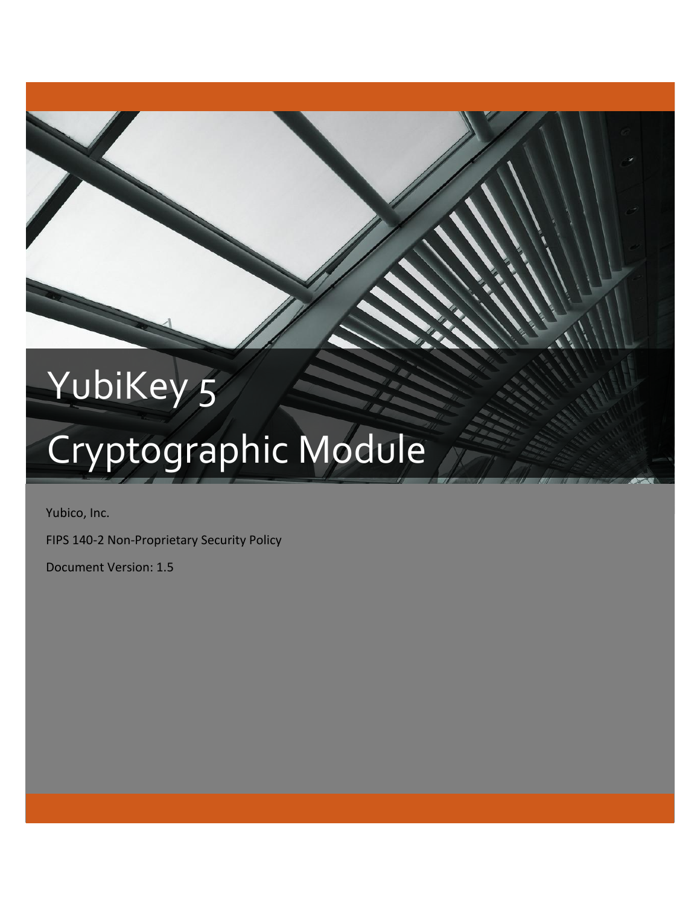# YubiKey 5 Cryptographic Module

Yubico, Inc.

FIPS 140-2 Non-Proprietary Security Policy

Document Version: 1.5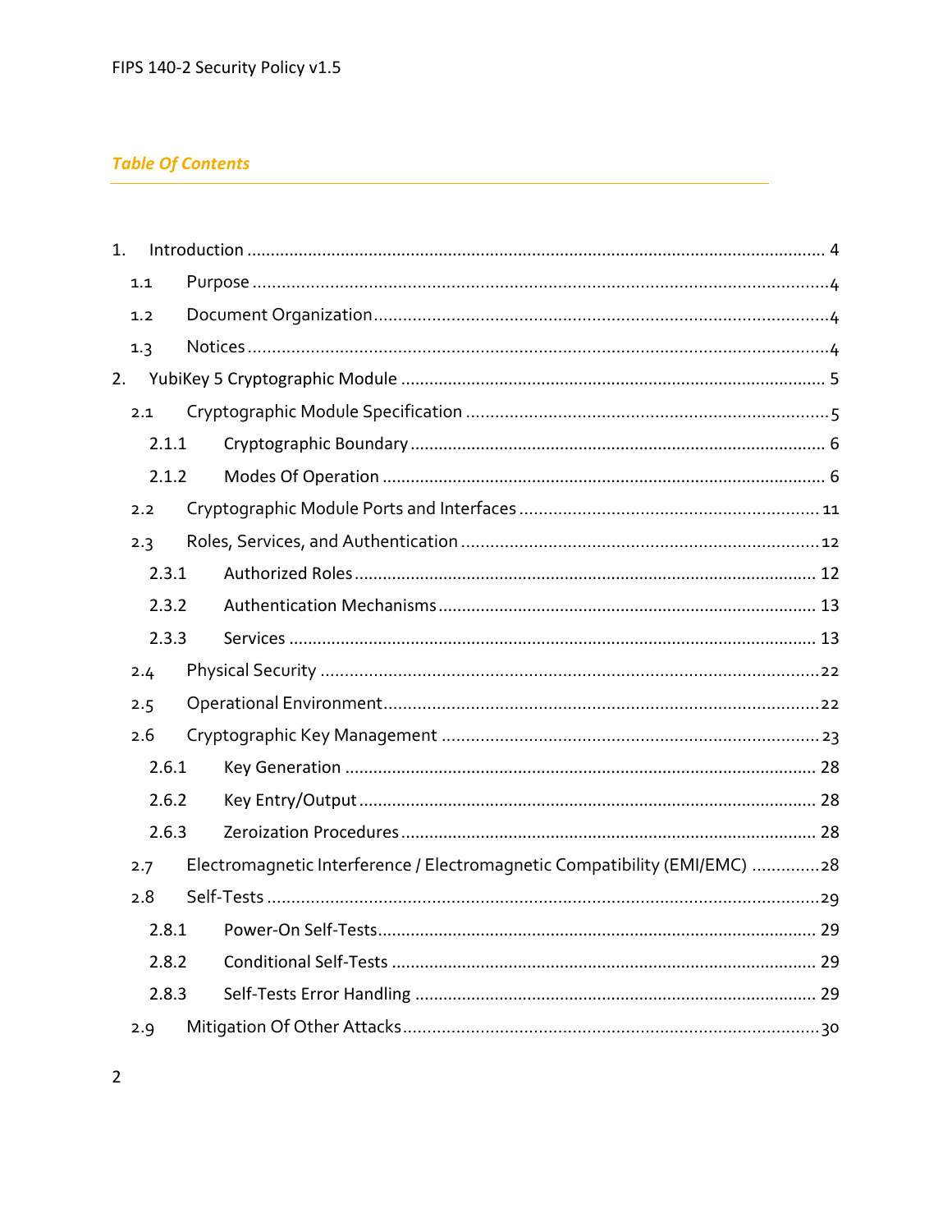## *Table Of Contents*

1. Introduction ........................................................................................................................ 4
   - 1.1 Purpose ........................................................................................................................4
   - 1.2 Document Organization ..............................................................................................4
   - 1.3 Notices .........................................................................................................................4
2. YubiKey 5 Cryptographic Module ........................................................................................ 5
   - 2.1 Cryptographic Module Specification ...........................................................................5
     - 2.1.1 Cryptographic Boundary ....................................................................................... 6
     - 2.1.2 Modes Of Operation ............................................................................................. 6
   - 2.2 Cryptographic Module Ports and Interfaces ..............................................................11
   - 2.3 Roles, Services, and Authentication ..........................................................................12
     - 2.3.1 Authorized Roles ................................................................................................ 12
     - 2.3.2 Authentication Mechanisms ............................................................................... 13
     - 2.3.3 Services .............................................................................................................. 13
   - 2.4 Physical Security .......................................................................................................22
   - 2.5 Operational Environment ..........................................................................................22
   - 2.6 Cryptographic Key Management ...............................................................................23
     - 2.6.1 Key Generation ................................................................................................... 28
     - 2.6.2 Key Entry/Output ................................................................................................ 28
     - 2.6.3 Zeroization Procedures ....................................................................................... 28
   - 2.7 Electromagnetic Interference / Electromagnetic Compatibility (EMI/EMC) ..............28
   - 2.8 Self-Tests ...................................................................................................................29
     - 2.8.1 Power-On Self-Tests ............................................................................................ 29
     - 2.8.2 Conditional Self-Tests ......................................................................................... 29
     - 2.8.3 Self-Tests Error Handling .................................................................................... 29
   - 2.9 Mitigation Of Other Attacks .......................................................................................30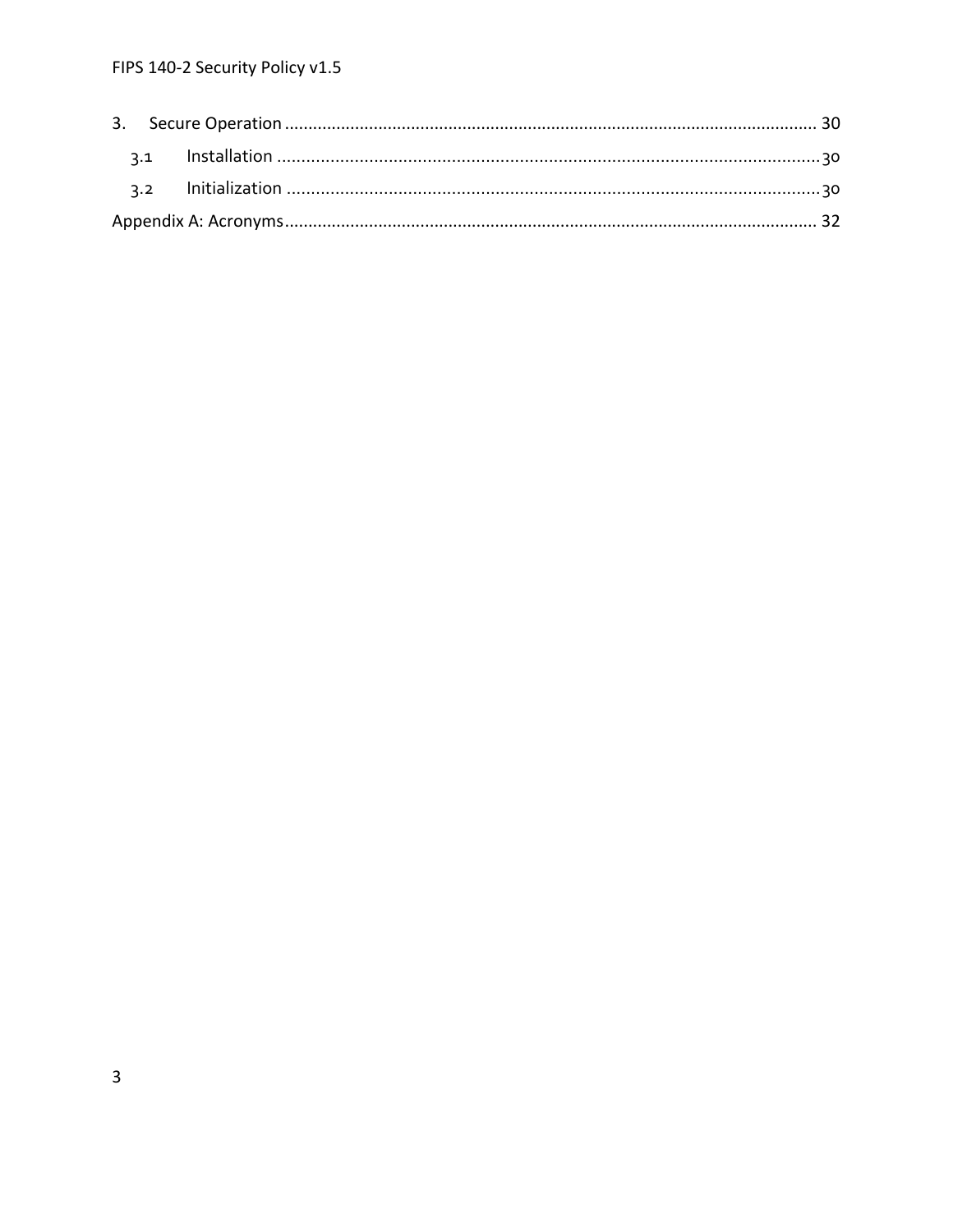3. Secure Operation ........................................................................................................ 30

 3.1 Installation ........................................................................................................ 30

 3.2 Initialization ........................................................................................................ 30

Appendix A: Acronyms ........................................................................................................ 32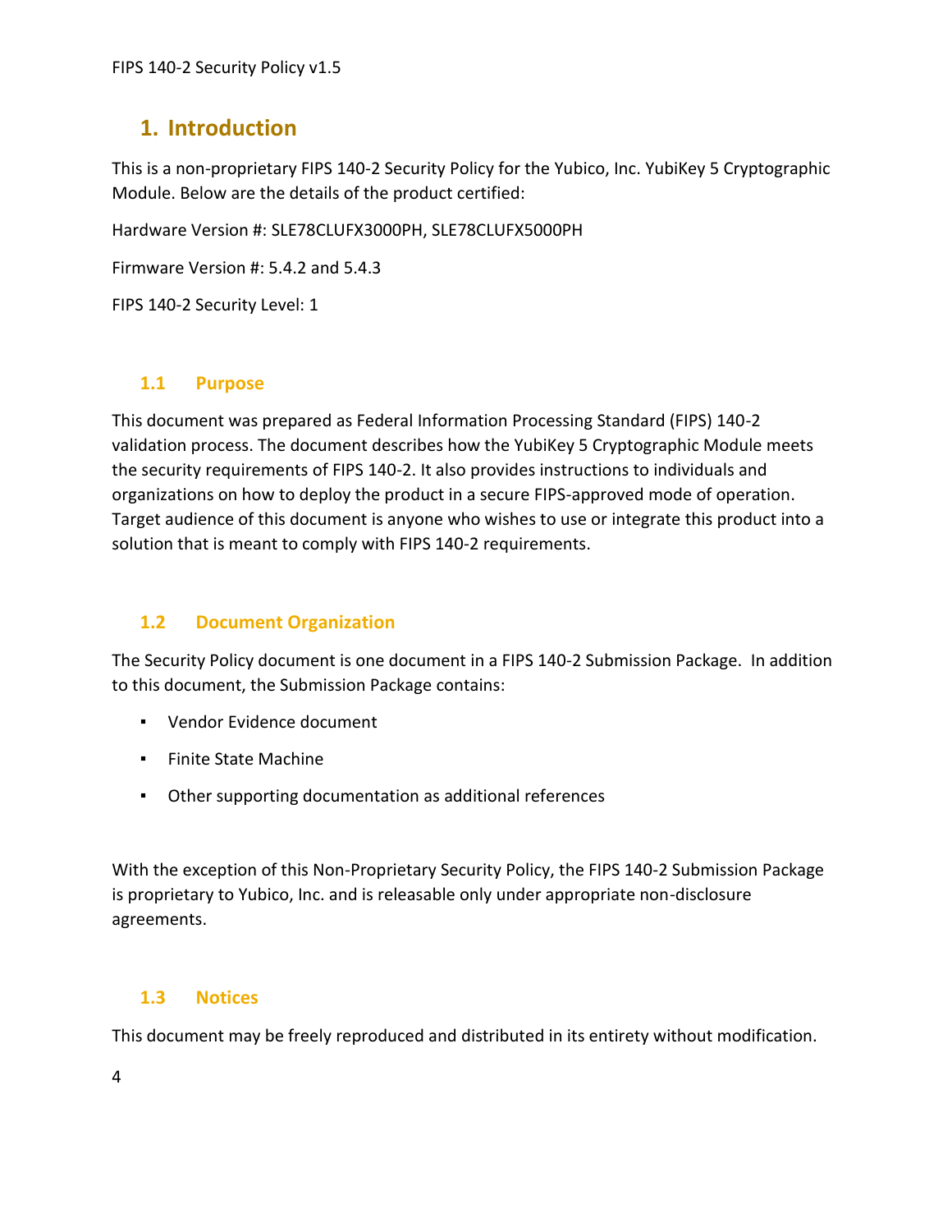# 1. Introduction

This is a non-proprietary FIPS 140-2 Security Policy for the Yubico, Inc. YubiKey 5 Cryptographic Module. Below are the details of the product certified:

Hardware Version #: SLE78CLUFX3000PH, SLE78CLUFX5000PH

Firmware Version #: 5.4.2 and 5.4.3

FIPS 140-2 Security Level: 1

## 1.1 Purpose

This document was prepared as Federal Information Processing Standard (FIPS) 140-2 validation process. The document describes how the YubiKey 5 Cryptographic Module meets the security requirements of FIPS 140-2. It also provides instructions to individuals and organizations on how to deploy the product in a secure FIPS-approved mode of operation. Target audience of this document is anyone who wishes to use or integrate this product into a solution that is meant to comply with FIPS 140-2 requirements.

## 1.2 Document Organization

The Security Policy document is one document in a FIPS 140-2 Submission Package. In addition to this document, the Submission Package contains:

- Vendor Evidence document
- Finite State Machine
- Other supporting documentation as additional references

With the exception of this Non-Proprietary Security Policy, the FIPS 140-2 Submission Package is proprietary to Yubico, Inc. and is releasable only under appropriate non-disclosure agreements.

## 1.3 Notices

This document may be freely reproduced and distributed in its entirety without modification.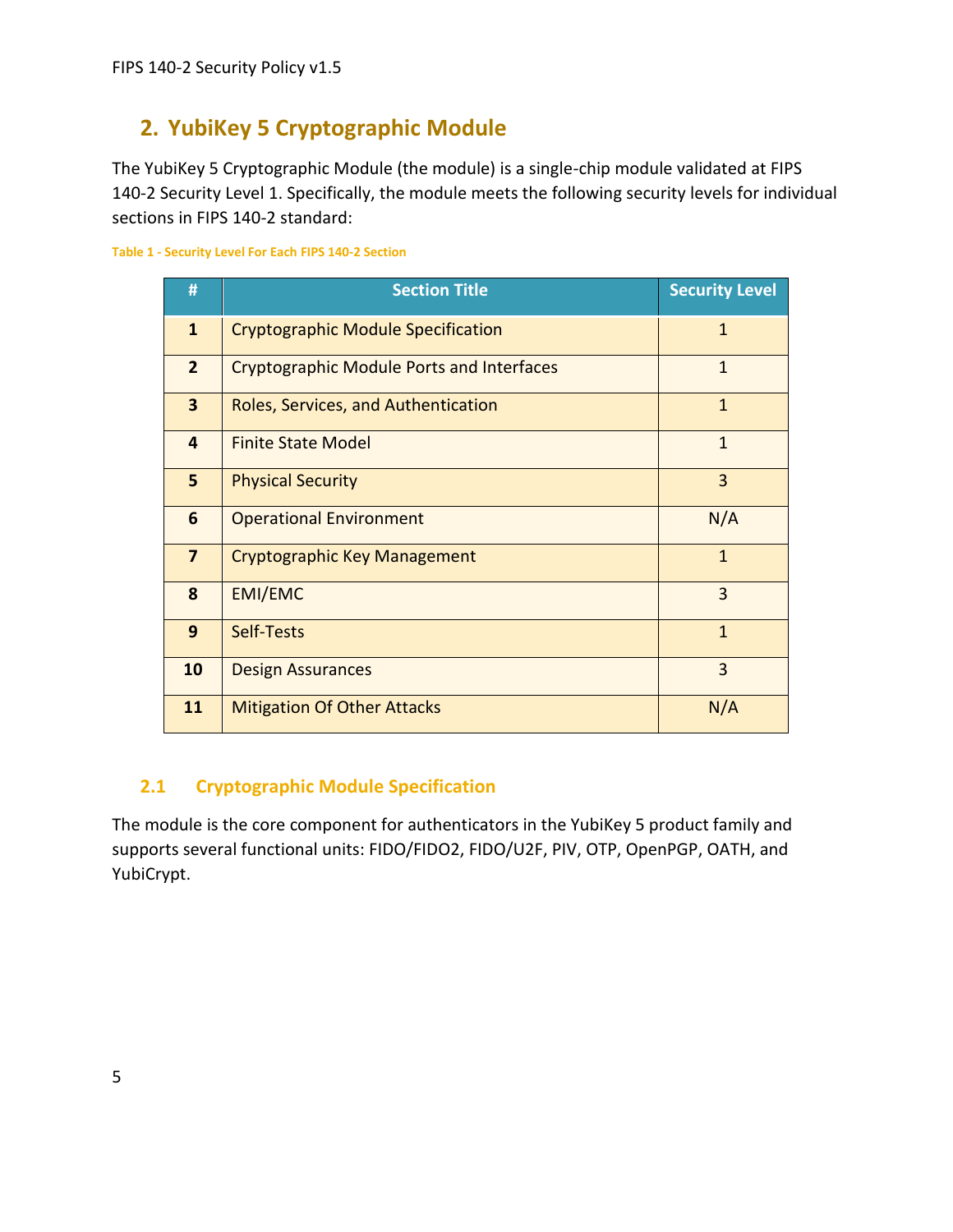## 2. YubiKey 5 Cryptographic Module

The YubiKey 5 Cryptographic Module (the module) is a single-chip module validated at FIPS 140-2 Security Level 1. Specifically, the module meets the following security levels for individual sections in FIPS 140-2 standard:

Table 1 - Security Level For Each FIPS 140-2 Section

| # | Section Title | Security Level |
|---|---|---|
| 1 | Cryptographic Module Specification | 1 |
| 2 | Cryptographic Module Ports and Interfaces | 1 |
| 3 | Roles, Services, and Authentication | 1 |
| 4 | Finite State Model | 1 |
| 5 | Physical Security | 3 |
| 6 | Operational Environment | N/A |
| 7 | Cryptographic Key Management | 1 |
| 8 | EMI/EMC | 3 |
| 9 | Self-Tests | 1 |
| 10 | Design Assurances | 3 |
| 11 | Mitigation Of Other Attacks | N/A |

### 2.1 Cryptographic Module Specification

The module is the core component for authenticators in the YubiKey 5 product family and supports several functional units: FIDO/FIDO2, FIDO/U2F, PIV, OTP, OpenPGP, OATH, and YubiCrypt.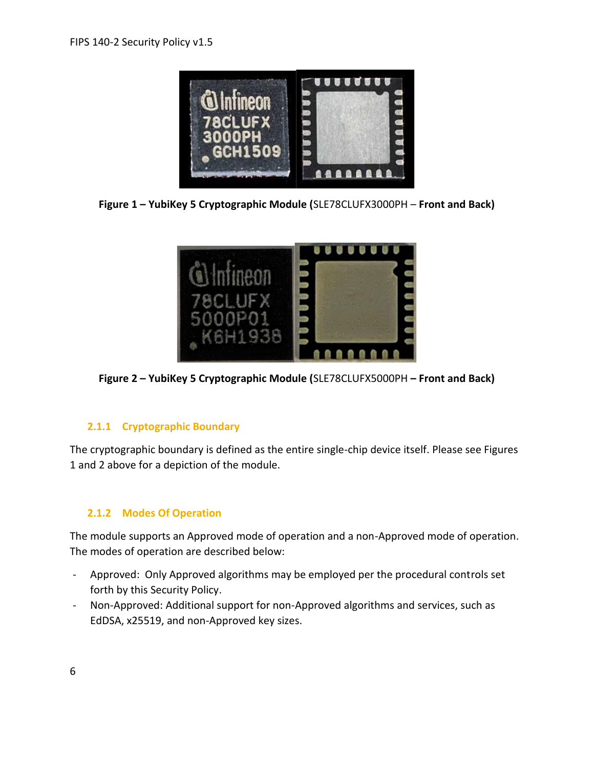**Figure 1 – YubiKey 5 Cryptographic Module (**SLE78CLUFX3000PH – **Front and Back)**

**Figure 2 – YubiKey 5 Cryptographic Module (**SLE78CLUFX5000PH **– Front and Back)**

### 2.1.1 Cryptographic Boundary

The cryptographic boundary is defined as the entire single-chip device itself. Please see Figures 1 and 2 above for a depiction of the module.

### 2.1.2 Modes Of Operation

The module supports an Approved mode of operation and a non-Approved mode of operation. The modes of operation are described below:

- Approved: Only Approved algorithms may be employed per the procedural controls set forth by this Security Policy.
- Non-Approved: Additional support for non-Approved algorithms and services, such as EdDSA, x25519, and non-Approved key sizes.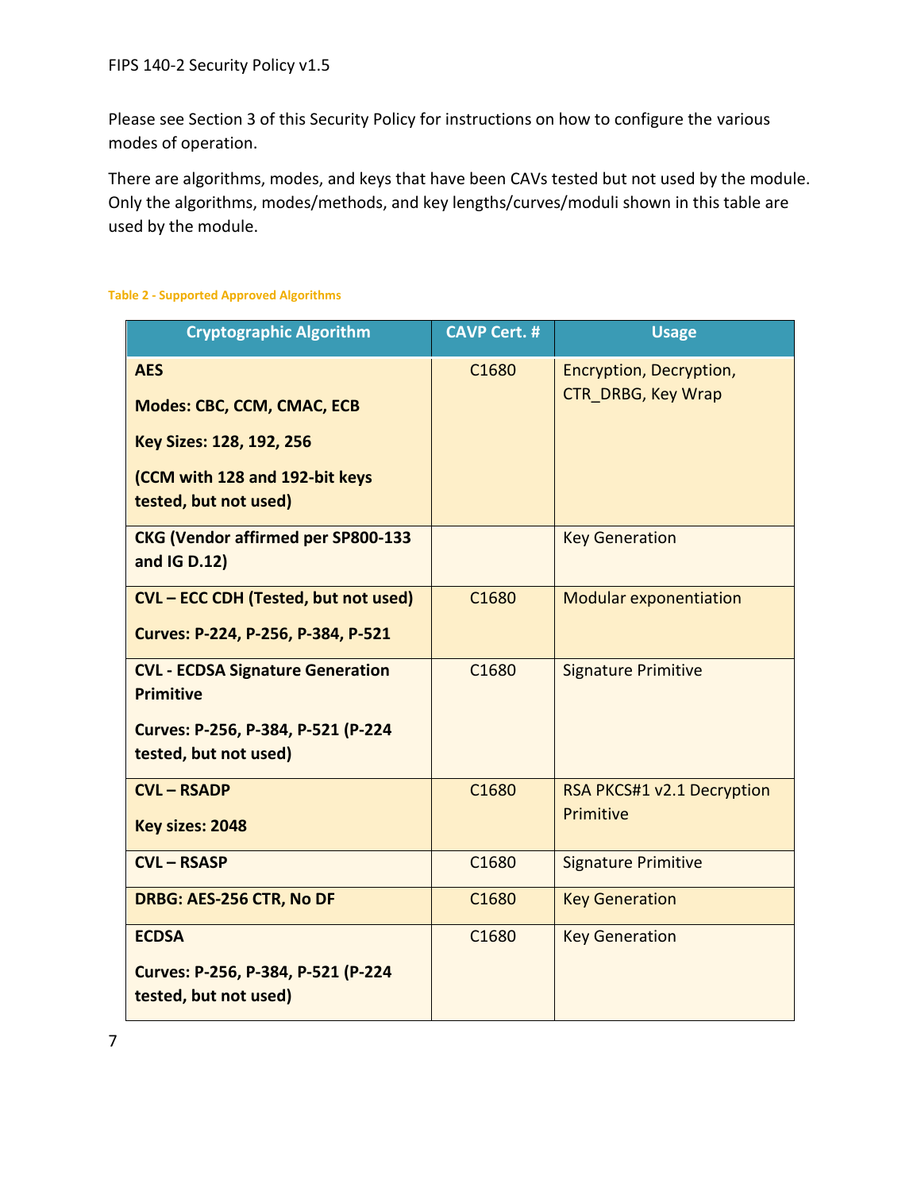Please see Section 3 of this Security Policy for instructions on how to configure the various modes of operation.

There are algorithms, modes, and keys that have been CAVs tested but not used by the module. Only the algorithms, modes/methods, and key lengths/curves/moduli shown in this table are used by the module.

Table 2 - Supported Approved Algorithms

| Cryptographic Algorithm | CAVP Cert. # | Usage |
|---|---|---|
| **AES**<br>**Modes: CBC, CCM, CMAC, ECB**<br>**Key Sizes: 128, 192, 256**<br>**(CCM with 128 and 192-bit keys tested, but not used)** | C1680 | Encryption, Decryption, CTR_DRBG, Key Wrap |
| **CKG (Vendor affirmed per SP800-133 and IG D.12)** | | Key Generation |
| **CVL – ECC CDH (Tested, but not used)**<br>**Curves: P-224, P-256, P-384, P-521** | C1680 | Modular exponentiation |
| **CVL - ECDSA Signature Generation Primitive**<br>**Curves: P-256, P-384, P-521 (P-224 tested, but not used)** | C1680 | Signature Primitive |
| **CVL – RSADP**<br>**Key sizes: 2048** | C1680 | RSA PKCS#1 v2.1 Decryption Primitive |
| **CVL – RSASP** | C1680 | Signature Primitive |
| **DRBG: AES-256 CTR, No DF** | C1680 | Key Generation |
| **ECDSA**<br>**Curves: P-256, P-384, P-521 (P-224 tested, but not used)** | C1680 | Key Generation |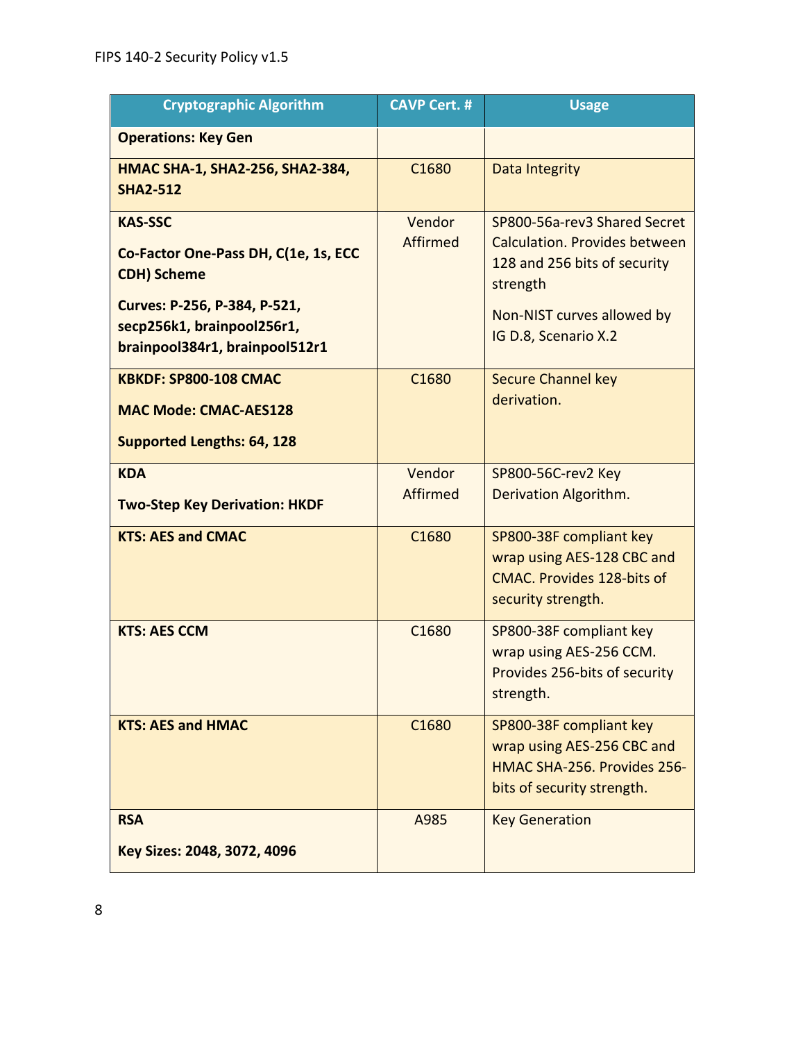| Cryptographic Algorithm | CAVP Cert. # | Usage |
|---|---|---|
| **Operations: Key Gen** | | |
| **HMAC SHA-1, SHA2-256, SHA2-384, SHA2-512** | C1680 | Data Integrity |
| **KAS-SSC**<br><br>**Co-Factor One-Pass DH, C(1e, 1s, ECC CDH) Scheme**<br><br>**Curves: P-256, P-384, P-521, secp256k1, brainpool256r1, brainpool384r1, brainpool512r1** | Vendor Affirmed | SP800-56a-rev3 Shared Secret Calculation. Provides between 128 and 256 bits of security strength<br><br>Non-NIST curves allowed by IG D.8, Scenario X.2 |
| **KBKDF: SP800-108 CMAC**<br><br>**MAC Mode: CMAC-AES128**<br><br>**Supported Lengths: 64, 128** | C1680 | Secure Channel key derivation. |
| **KDA**<br><br>**Two-Step Key Derivation: HKDF** | Vendor Affirmed | SP800-56C-rev2 Key Derivation Algorithm. |
| **KTS: AES and CMAC** | C1680 | SP800-38F compliant key wrap using AES-128 CBC and CMAC. Provides 128-bits of security strength. |
| **KTS: AES CCM** | C1680 | SP800-38F compliant key wrap using AES-256 CCM. Provides 256-bits of security strength. |
| **KTS: AES and HMAC** | C1680 | SP800-38F compliant key wrap using AES-256 CBC and HMAC SHA-256. Provides 256-bits of security strength. |
| **RSA**<br><br>**Key Sizes: 2048, 3072, 4096** | A985 | Key Generation |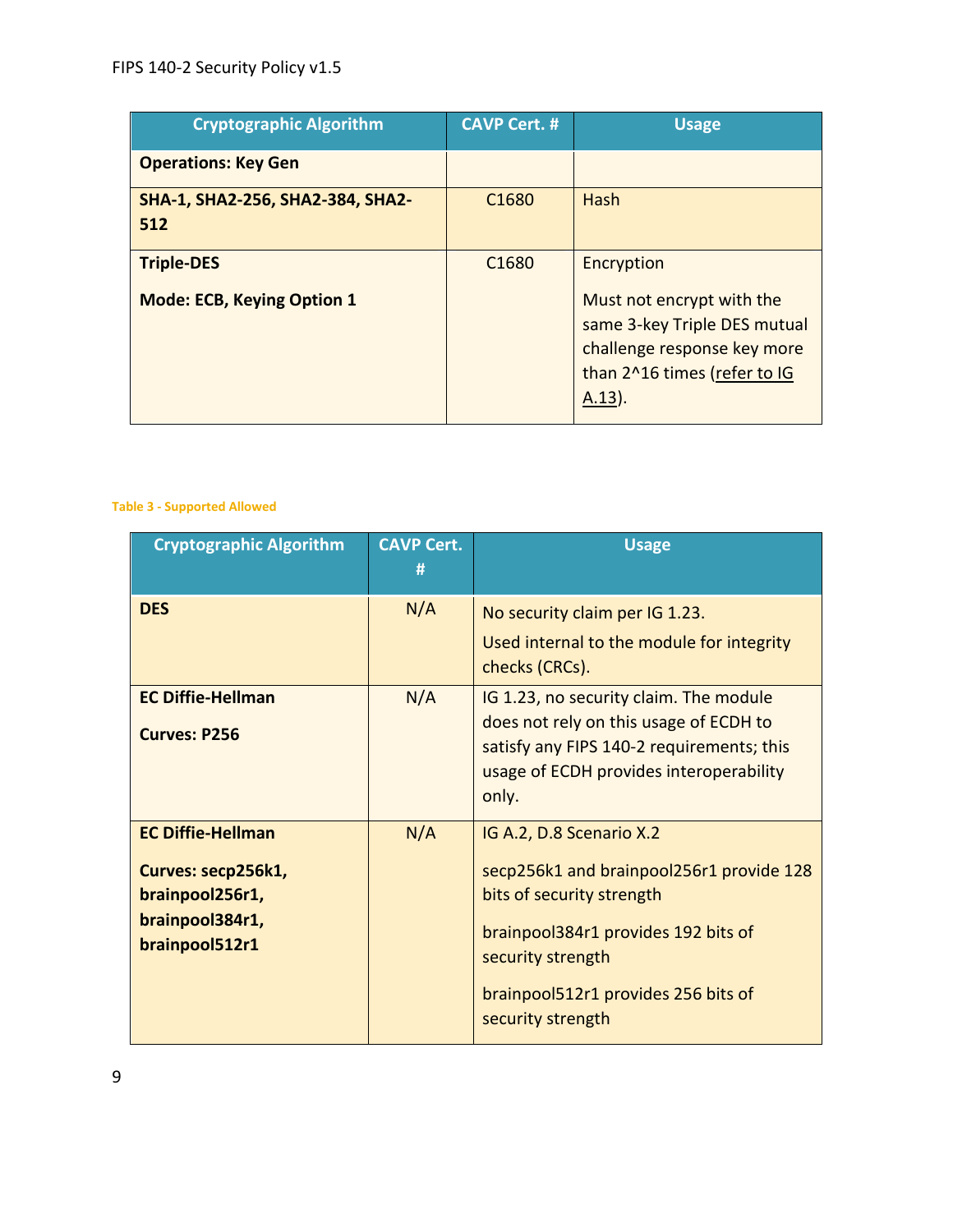| Cryptographic Algorithm | CAVP Cert. # | Usage |
|---|---|---|
| **Operations: Key Gen** | | |
| **SHA-1, SHA2-256, SHA2-384, SHA2-512** | C1680 | Hash |
| **Triple-DES**<br><br>**Mode: ECB, Keying Option 1** | C1680 | Encryption<br><br>Must not encrypt with the same 3-key Triple DES mutual challenge response key more than 2^16 times (refer to IG A.13). |

Table 3 - Supported Allowed

| Cryptographic Algorithm | CAVP Cert. # | Usage |
|---|---|---|
| **DES** | N/A | No security claim per IG 1.23.<br><br>Used internal to the module for integrity checks (CRCs). |
| **EC Diffie-Hellman**<br><br>**Curves: P256** | N/A | IG 1.23, no security claim. The module does not rely on this usage of ECDH to satisfy any FIPS 140-2 requirements; this usage of ECDH provides interoperability only. |
| **EC Diffie-Hellman**<br><br>**Curves: secp256k1, brainpool256r1, brainpool384r1, brainpool512r1** | N/A | IG A.2, D.8 Scenario X.2<br><br>secp256k1 and brainpool256r1 provide 128 bits of security strength<br><br>brainpool384r1 provides 192 bits of security strength<br><br>brainpool512r1 provides 256 bits of security strength |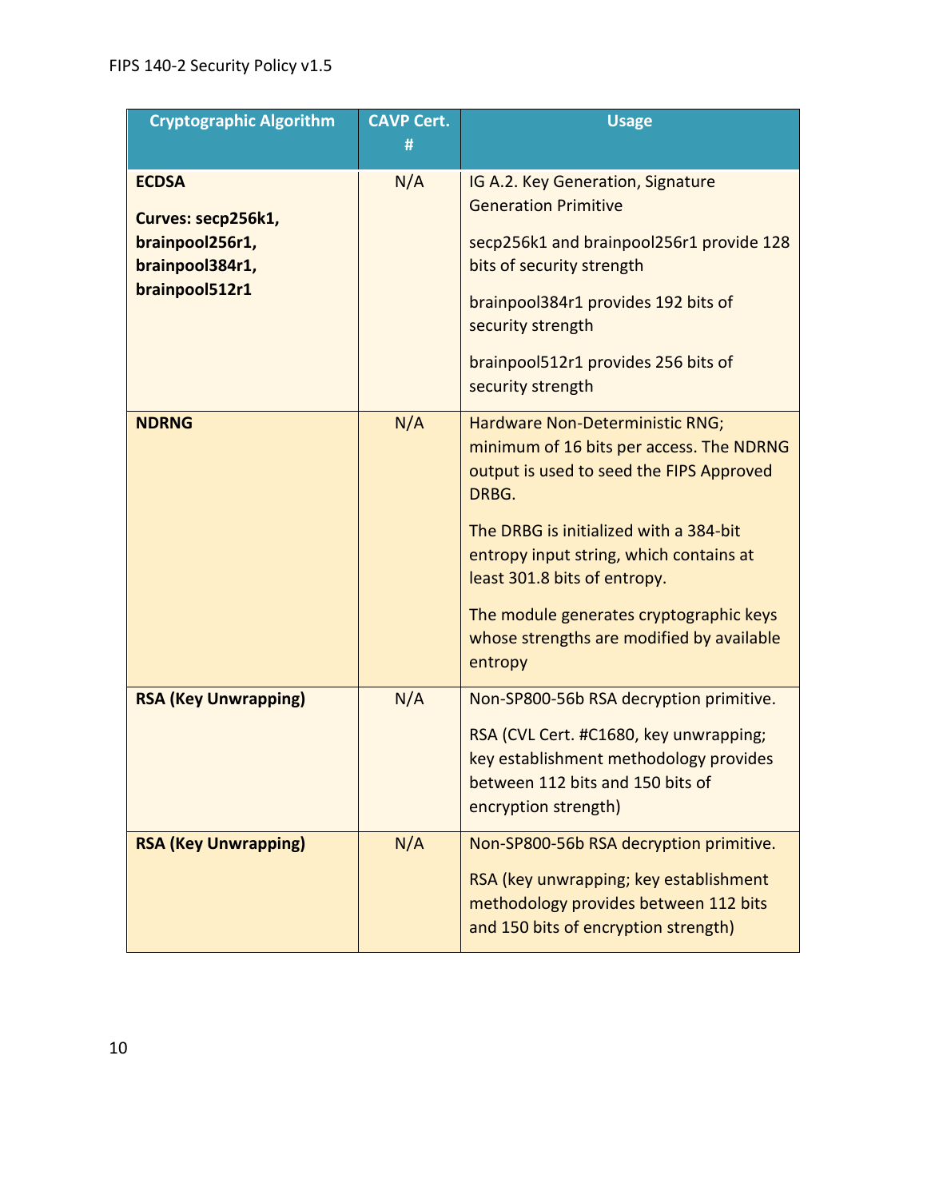| Cryptographic Algorithm | CAVP Cert. # | Usage |
|---|---|---|
| **ECDSA**<br><br>**Curves: secp256k1, brainpool256r1, brainpool384r1, brainpool512r1** | N/A | IG A.2. Key Generation, Signature Generation Primitive<br><br>secp256k1 and brainpool256r1 provide 128 bits of security strength<br><br>brainpool384r1 provides 192 bits of security strength<br><br>brainpool512r1 provides 256 bits of security strength |
| **NDRNG** | N/A | Hardware Non-Deterministic RNG; minimum of 16 bits per access. The NDRNG output is used to seed the FIPS Approved DRBG.<br><br>The DRBG is initialized with a 384-bit entropy input string, which contains at least 301.8 bits of entropy.<br><br>The module generates cryptographic keys whose strengths are modified by available entropy |
| **RSA (Key Unwrapping)** | N/A | Non-SP800-56b RSA decryption primitive.<br><br>RSA (CVL Cert. #C1680, key unwrapping; key establishment methodology provides between 112 bits and 150 bits of encryption strength) |
| **RSA (Key Unwrapping)** | N/A | Non-SP800-56b RSA decryption primitive.<br><br>RSA (key unwrapping; key establishment methodology provides between 112 bits and 150 bits of encryption strength) |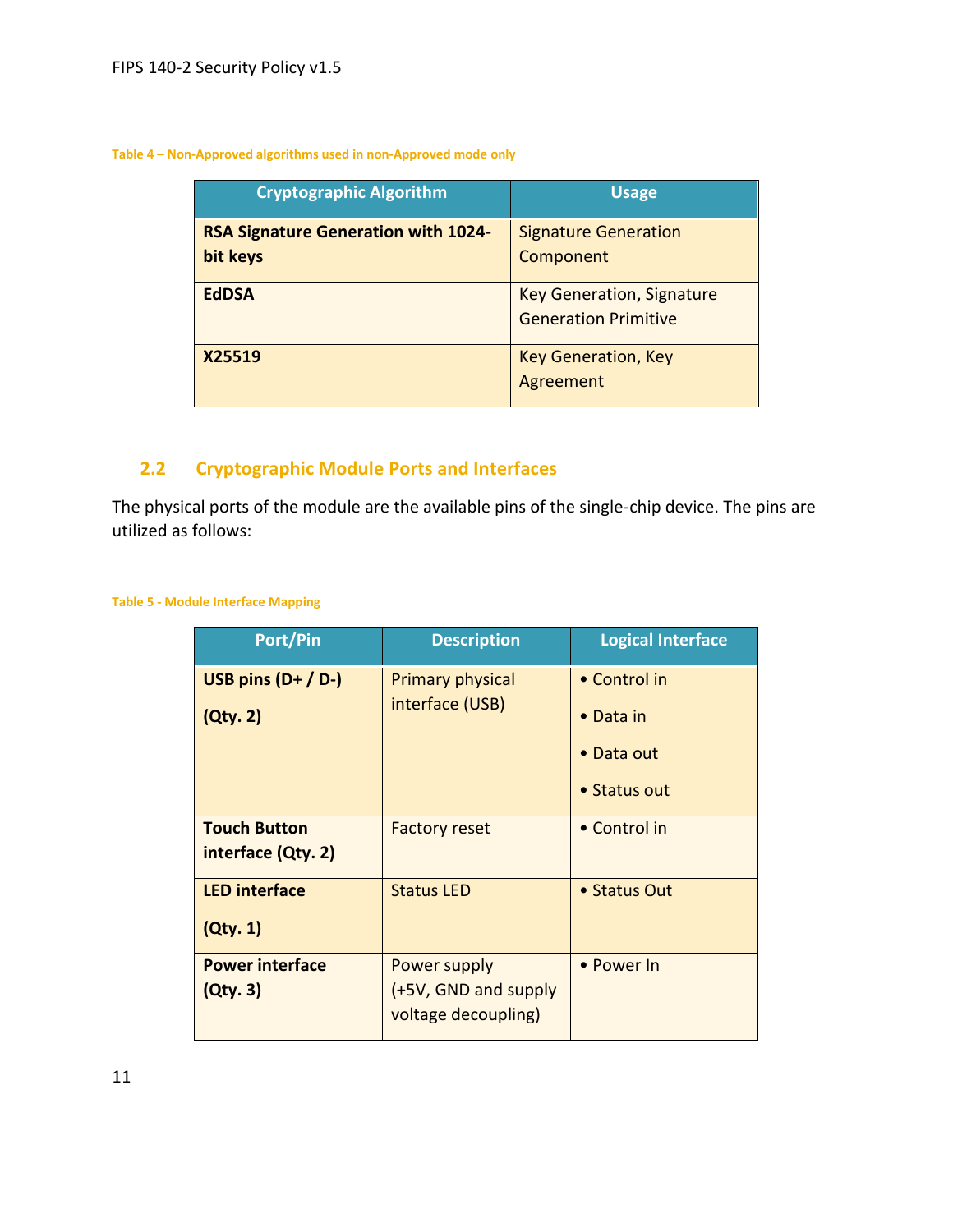Table 4 – Non-Approved algorithms used in non-Approved mode only

| Cryptographic Algorithm | Usage |
|---|---|
| **RSA Signature Generation with 1024-bit keys** | Signature Generation Component |
| **EdDSA** | Key Generation, Signature Generation Primitive |
| **X25519** | Key Generation, Key Agreement |

## 2.2 Cryptographic Module Ports and Interfaces

The physical ports of the module are the available pins of the single-chip device. The pins are utilized as follows:

Table 5 - Module Interface Mapping

| Port/Pin | Description | Logical Interface |
|---|---|---|
| **USB pins (D+ / D-) (Qty. 2)** | Primary physical interface (USB) | • Control in<br>• Data in<br>• Data out<br>• Status out |
| **Touch Button interface (Qty. 2)** | Factory reset | • Control in |
| **LED interface (Qty. 1)** | Status LED | • Status Out |
| **Power interface (Qty. 3)** | Power supply (+5V, GND and supply voltage decoupling) | • Power In |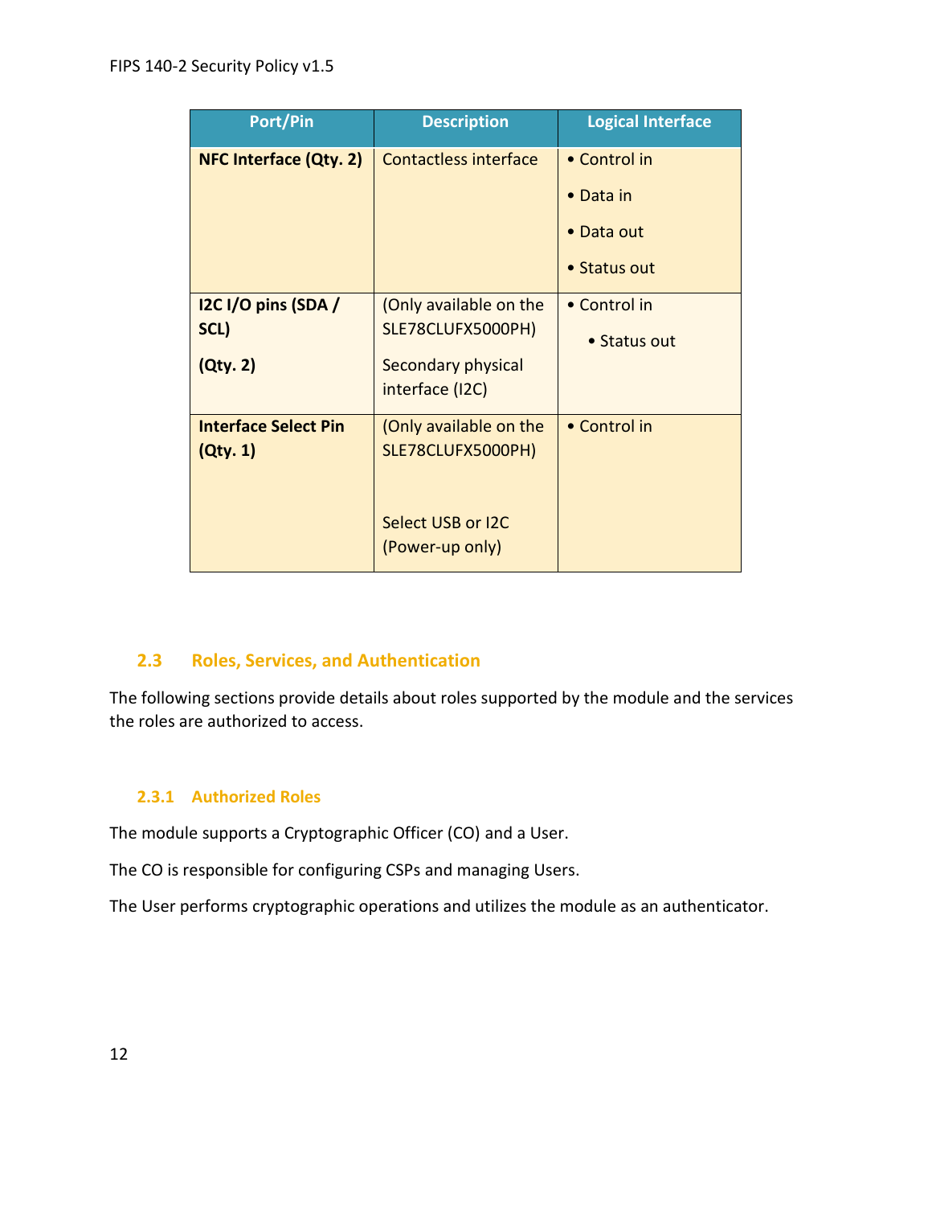| Port/Pin | Description | Logical Interface |
| --- | --- | --- |
| **NFC Interface (Qty. 2)** | Contactless interface | • Control in<br>• Data in<br>• Data out<br>• Status out |
| **I2C I/O pins (SDA / SCL)**<br>**(Qty. 2)** | (Only available on the SLE78CLUFX5000PH)<br>Secondary physical interface (I2C) | • Control in<br>• Status out |
| **Interface Select Pin (Qty. 1)** | (Only available on the SLE78CLUFX5000PH)<br>Select USB or I2C (Power-up only) | • Control in |

## 2.3 Roles, Services, and Authentication

The following sections provide details about roles supported by the module and the services the roles are authorized to access.

### 2.3.1 Authorized Roles

The module supports a Cryptographic Officer (CO) and a User.

The CO is responsible for configuring CSPs and managing Users.

The User performs cryptographic operations and utilizes the module as an authenticator.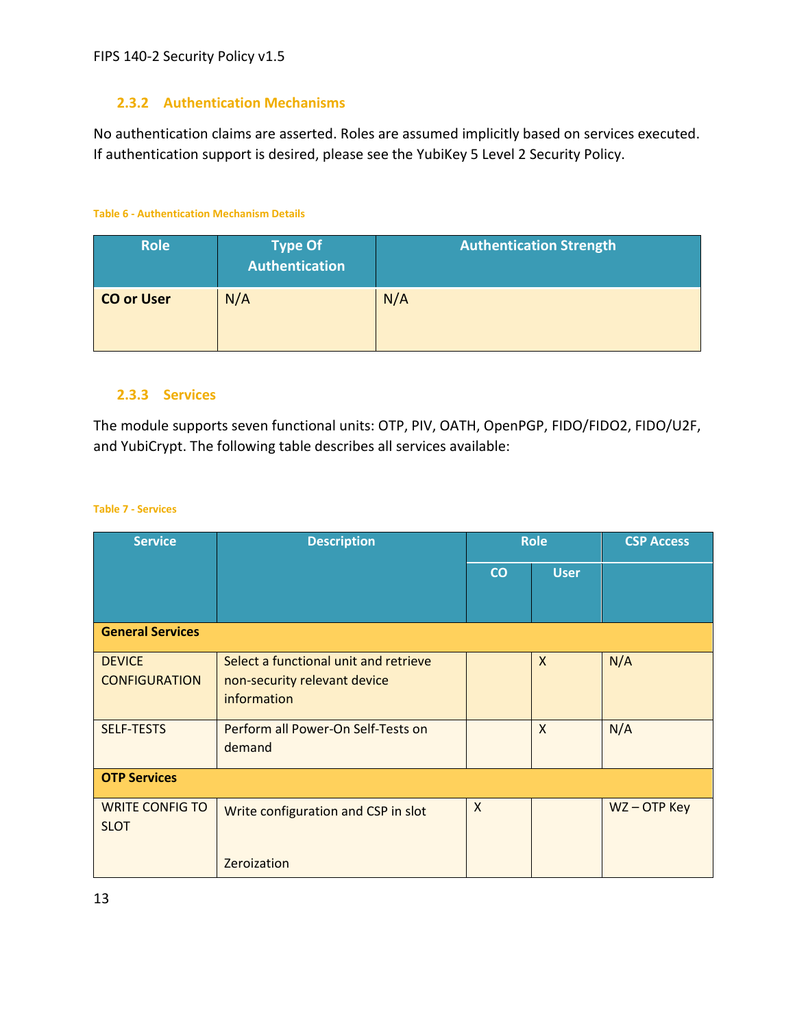### 2.3.2 Authentication Mechanisms

No authentication claims are asserted. Roles are assumed implicitly based on services executed. If authentication support is desired, please see the YubiKey 5 Level 2 Security Policy.

Table 6 - Authentication Mechanism Details

| Role | Type Of Authentication | Authentication Strength |
|---|---|---|
| **CO or User** | N/A | N/A |

### 2.3.3 Services

The module supports seven functional units: OTP, PIV, OATH, OpenPGP, FIDO/FIDO2, FIDO/U2F, and YubiCrypt. The following table describes all services available:

Table 7 - Services

| Service | Description | Role | | CSP Access |
|---|---|---|---|---|
| | | CO | User | |
| **General Services** | | | | |
| DEVICE CONFIGURATION | Select a functional unit and retrieve non-security relevant device information | | X | N/A |
| SELF-TESTS | Perform all Power-On Self-Tests on demand | | X | N/A |
| **OTP Services** | | | | |
| WRITE CONFIG TO SLOT | Write configuration and CSP in slot<br><br>Zeroization | X | | WZ – OTP Key |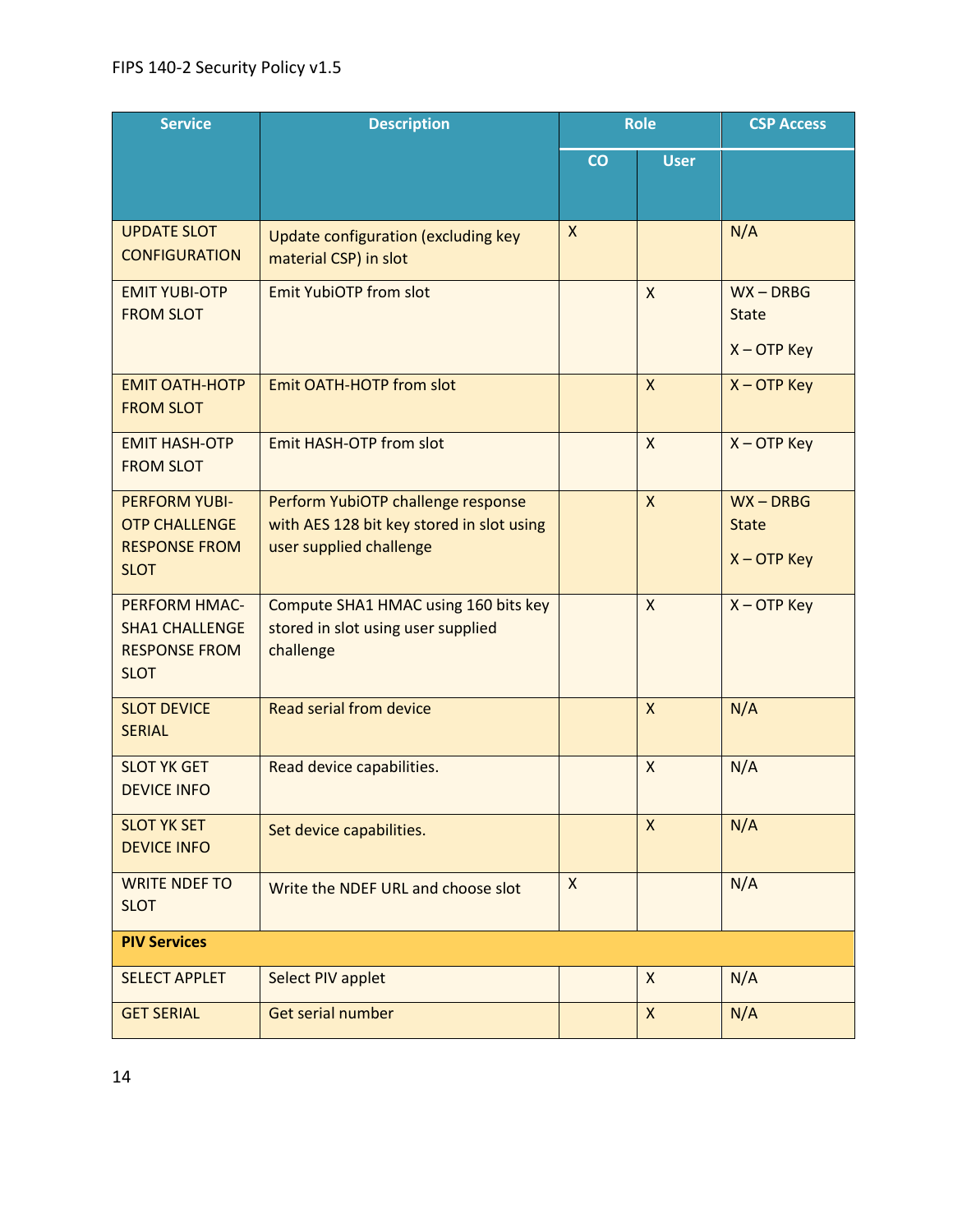| Service | Description | Role | | CSP Access |
|---|---|---|---|---|
| | | CO | User | |
| UPDATE SLOT CONFIGURATION | Update configuration (excluding key material CSP) in slot | X | | N/A |
| EMIT YUBI-OTP FROM SLOT | Emit YubiOTP from slot | | X | WX – DRBG State<br>X – OTP Key |
| EMIT OATH-HOTP FROM SLOT | Emit OATH-HOTP from slot | | X | X – OTP Key |
| EMIT HASH-OTP FROM SLOT | Emit HASH-OTP from slot | | X | X – OTP Key |
| PERFORM YUBI-OTP CHALLENGE RESPONSE FROM SLOT | Perform YubiOTP challenge response with AES 128 bit key stored in slot using user supplied challenge | | X | WX – DRBG State<br>X – OTP Key |
| PERFORM HMAC-SHA1 CHALLENGE RESPONSE FROM SLOT | Compute SHA1 HMAC using 160 bits key stored in slot using user supplied challenge | | X | X – OTP Key |
| SLOT DEVICE SERIAL | Read serial from device | | X | N/A |
| SLOT YK GET DEVICE INFO | Read device capabilities. | | X | N/A |
| SLOT YK SET DEVICE INFO | Set device capabilities. | | X | N/A |
| WRITE NDEF TO SLOT | Write the NDEF URL and choose slot | X | | N/A |
| **PIV Services** | | | | |
| SELECT APPLET | Select PIV applet | | X | N/A |
| GET SERIAL | Get serial number | | X | N/A |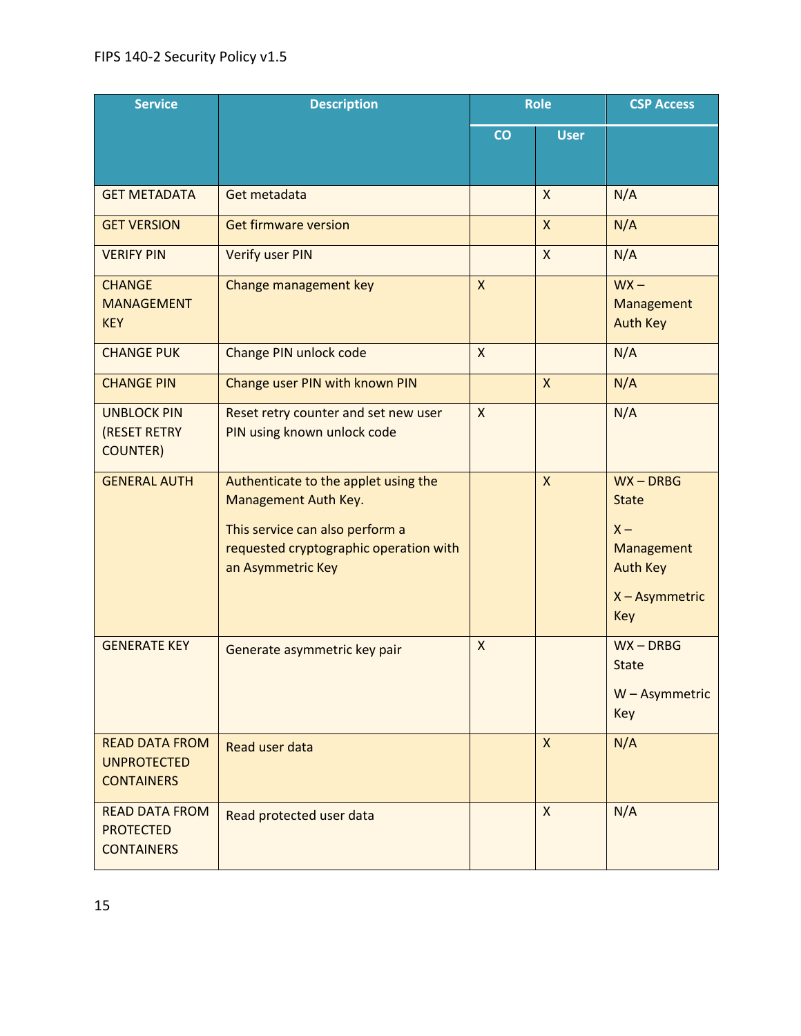| Service | Description | Role | | CSP Access |
|---|---|---|---|---|
| | | CO | User | |
| GET METADATA | Get metadata | | X | N/A |
| GET VERSION | Get firmware version | | X | N/A |
| VERIFY PIN | Verify user PIN | | X | N/A |
| CHANGE MANAGEMENT KEY | Change management key | X | | WX – Management Auth Key |
| CHANGE PUK | Change PIN unlock code | X | | N/A |
| CHANGE PIN | Change user PIN with known PIN | | X | N/A |
| UNBLOCK PIN (RESET RETRY COUNTER) | Reset retry counter and set new user PIN using known unlock code | X | | N/A |
| GENERAL AUTH | Authenticate to the applet using the Management Auth Key.<br><br>This service can also perform a requested cryptographic operation with an Asymmetric Key | | X | WX – DRBG State<br><br>X – Management Auth Key<br><br>X – Asymmetric Key |
| GENERATE KEY | Generate asymmetric key pair | X | | WX – DRBG State<br><br>W – Asymmetric Key |
| READ DATA FROM UNPROTECTED CONTAINERS | Read user data | | X | N/A |
| READ DATA FROM PROTECTED CONTAINERS | Read protected user data | | X | N/A |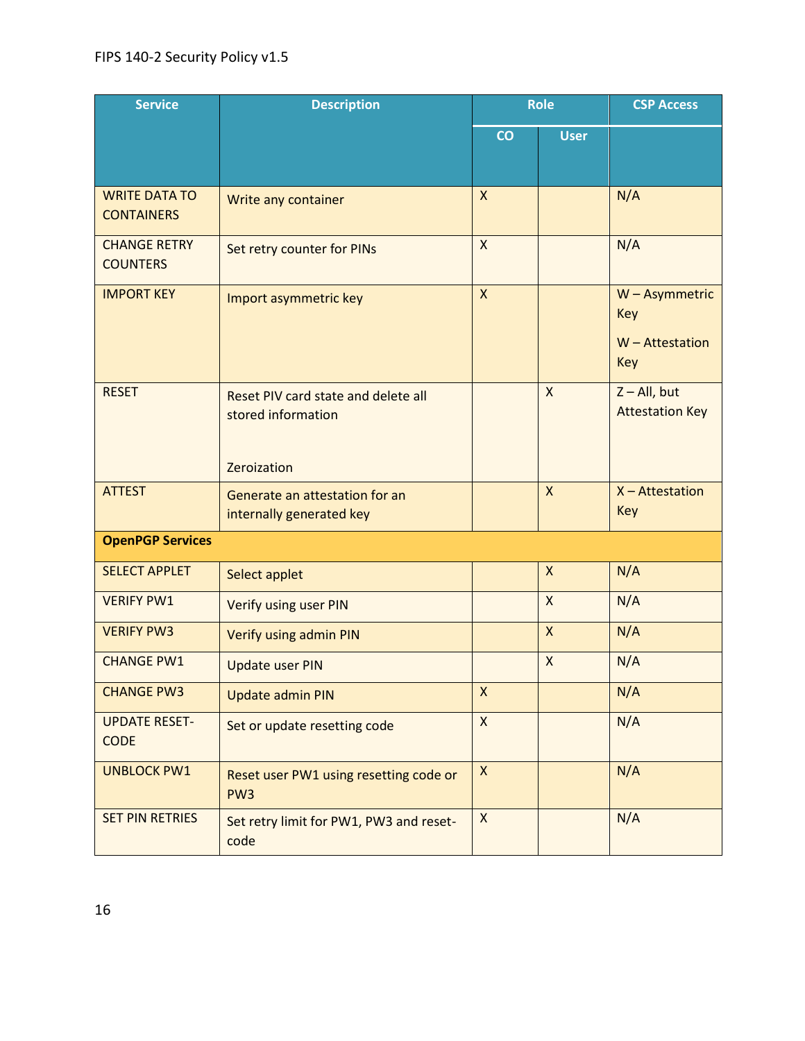| Service | Description | Role | | CSP Access |
|---|---|---|---|---|
| | | CO | User | |
| WRITE DATA TO CONTAINERS | Write any container | X | | N/A |
| CHANGE RETRY COUNTERS | Set retry counter for PINs | X | | N/A |
| IMPORT KEY | Import asymmetric key | X | | W – Asymmetric Key<br><br>W – Attestation Key |
| RESET | Reset PIV card state and delete all stored information<br><br>Zeroization | | X | Z – All, but Attestation Key |
| ATTEST | Generate an attestation for an internally generated key | | X | X – Attestation Key |
| **OpenPGP Services** | | | | |
| SELECT APPLET | Select applet | | X | N/A |
| VERIFY PW1 | Verify using user PIN | | X | N/A |
| VERIFY PW3 | Verify using admin PIN | | X | N/A |
| CHANGE PW1 | Update user PIN | | X | N/A |
| CHANGE PW3 | Update admin PIN | X | | N/A |
| UPDATE RESET-CODE | Set or update resetting code | X | | N/A |
| UNBLOCK PW1 | Reset user PW1 using resetting code or PW3 | X | | N/A |
| SET PIN RETRIES | Set retry limit for PW1, PW3 and reset-code | X | | N/A |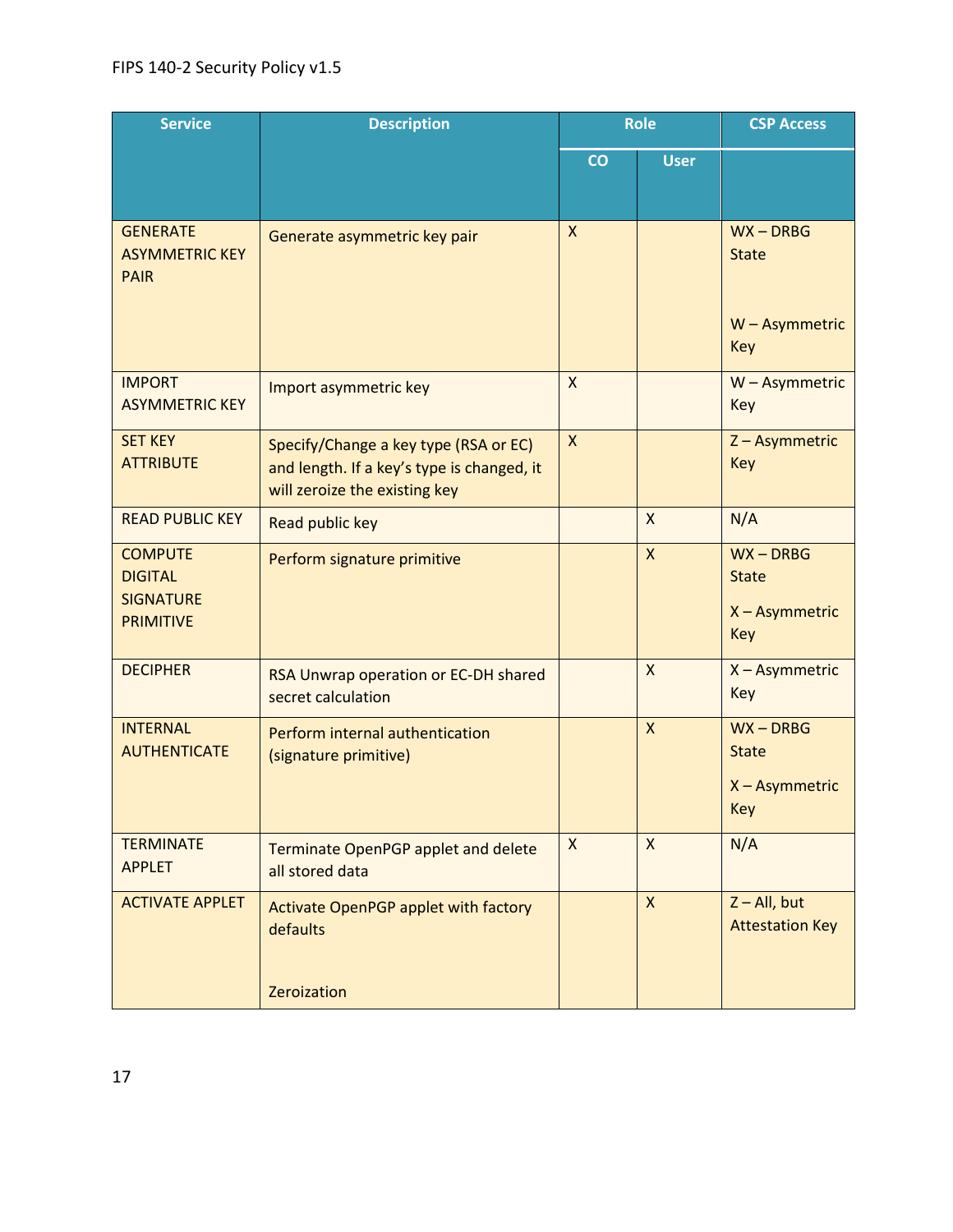| Service | Description | Role | | CSP Access |
|---|---|---|---|---|
| | | CO | User | |
| GENERATE ASYMMETRIC KEY PAIR | Generate asymmetric key pair | X | | WX – DRBG State<br><br>W – Asymmetric Key |
| IMPORT ASYMMETRIC KEY | Import asymmetric key | X | | W – Asymmetric Key |
| SET KEY ATTRIBUTE | Specify/Change a key type (RSA or EC) and length. If a key's type is changed, it will zeroize the existing key | X | | Z – Asymmetric Key |
| READ PUBLIC KEY | Read public key | | X | N/A |
| COMPUTE DIGITAL SIGNATURE PRIMITIVE | Perform signature primitive | | X | WX – DRBG State<br><br>X – Asymmetric Key |
| DECIPHER | RSA Unwrap operation or EC-DH shared secret calculation | | X | X – Asymmetric Key |
| INTERNAL AUTHENTICATE | Perform internal authentication (signature primitive) | | X | WX – DRBG State<br><br>X – Asymmetric Key |
| TERMINATE APPLET | Terminate OpenPGP applet and delete all stored data | X | X | N/A |
| ACTIVATE APPLET | Activate OpenPGP applet with factory defaults<br><br>Zeroization | | X | Z – All, but Attestation Key |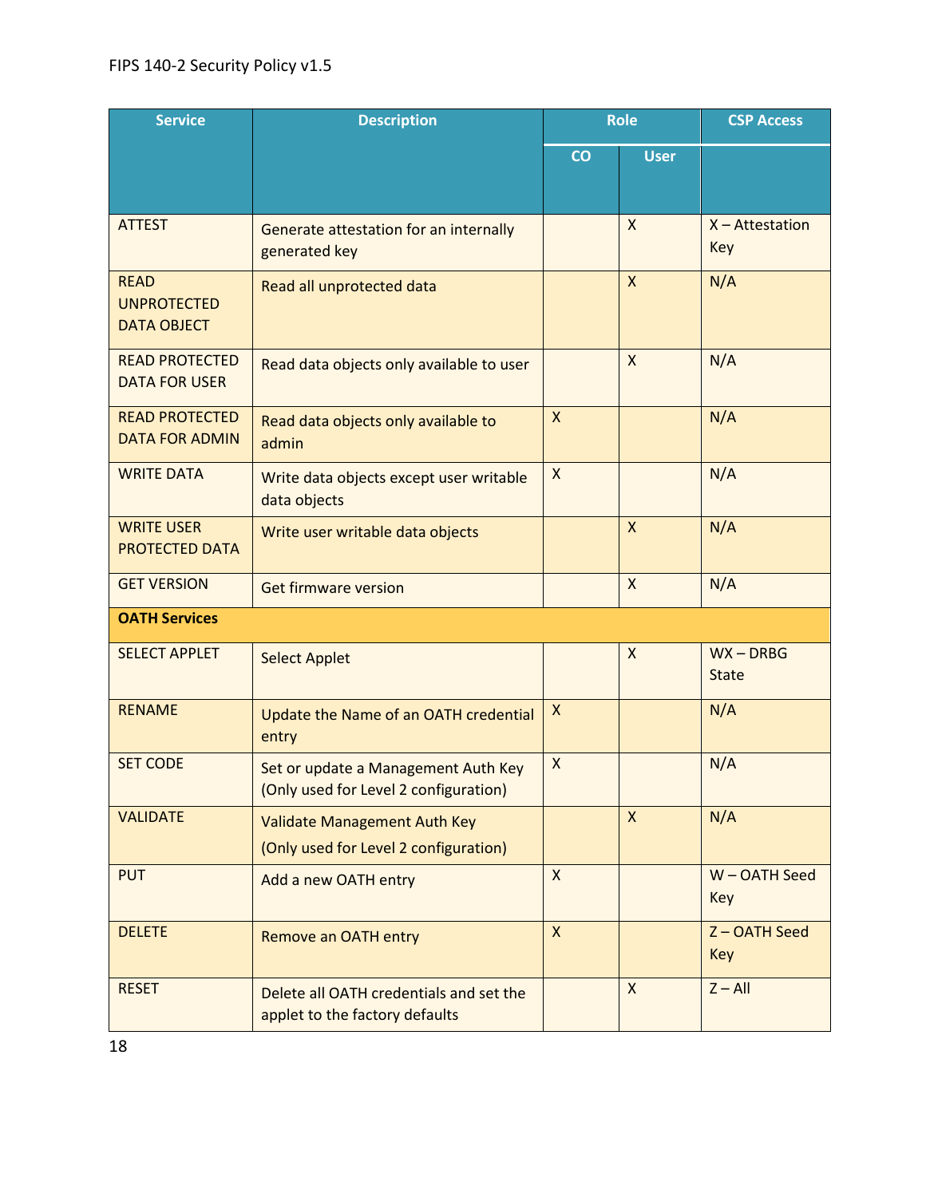| Service | Description | Role | | CSP Access |
|---|---|---|---|---|
| | | CO | User | |
| ATTEST | Generate attestation for an internally generated key | | X | X – Attestation Key |
| READ UNPROTECTED DATA OBJECT | Read all unprotected data | | X | N/A |
| READ PROTECTED DATA FOR USER | Read data objects only available to user | | X | N/A |
| READ PROTECTED DATA FOR ADMIN | Read data objects only available to admin | X | | N/A |
| WRITE DATA | Write data objects except user writable data objects | X | | N/A |
| WRITE USER PROTECTED DATA | Write user writable data objects | | X | N/A |
| GET VERSION | Get firmware version | | X | N/A |
| **OATH Services** | | | | |
| SELECT APPLET | Select Applet | | X | WX – DRBG State |
| RENAME | Update the Name of an OATH credential entry | X | | N/A |
| SET CODE | Set or update a Management Auth Key (Only used for Level 2 configuration) | X | | N/A |
| VALIDATE | Validate Management Auth Key (Only used for Level 2 configuration) | | X | N/A |
| PUT | Add a new OATH entry | X | | W – OATH Seed Key |
| DELETE | Remove an OATH entry | X | | Z – OATH Seed Key |
| RESET | Delete all OATH credentials and set the applet to the factory defaults | | X | Z – All |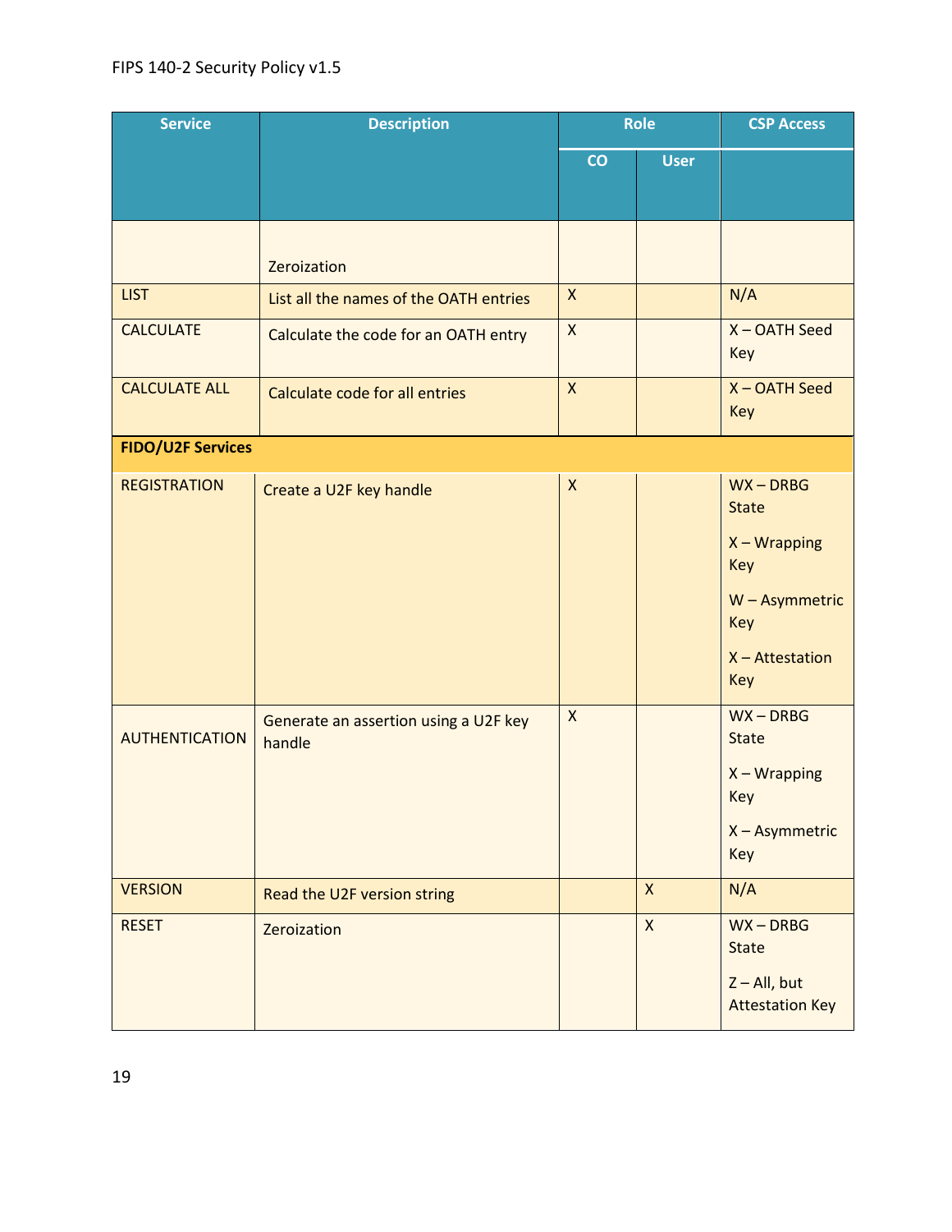| Service | Description | Role | | CSP Access |
|---|---|---|---|---|
| | | CO | User | |
| | Zeroization | | | |
| LIST | List all the names of the OATH entries | X | | N/A |
| CALCULATE | Calculate the code for an OATH entry | X | | X – OATH Seed Key |
| CALCULATE ALL | Calculate code for all entries | X | | X – OATH Seed Key |
| **FIDO/U2F Services** | | | | |
| REGISTRATION | Create a U2F key handle | X | | WX – DRBG State<br><br>X – Wrapping Key<br><br>W – Asymmetric Key<br><br>X – Attestation Key |
| AUTHENTICATION | Generate an assertion using a U2F key handle | X | | WX – DRBG State<br><br>X – Wrapping Key<br><br>X – Asymmetric Key |
| VERSION | Read the U2F version string | | X | N/A |
| RESET | Zeroization | | X | WX – DRBG State<br><br>Z – All, but Attestation Key |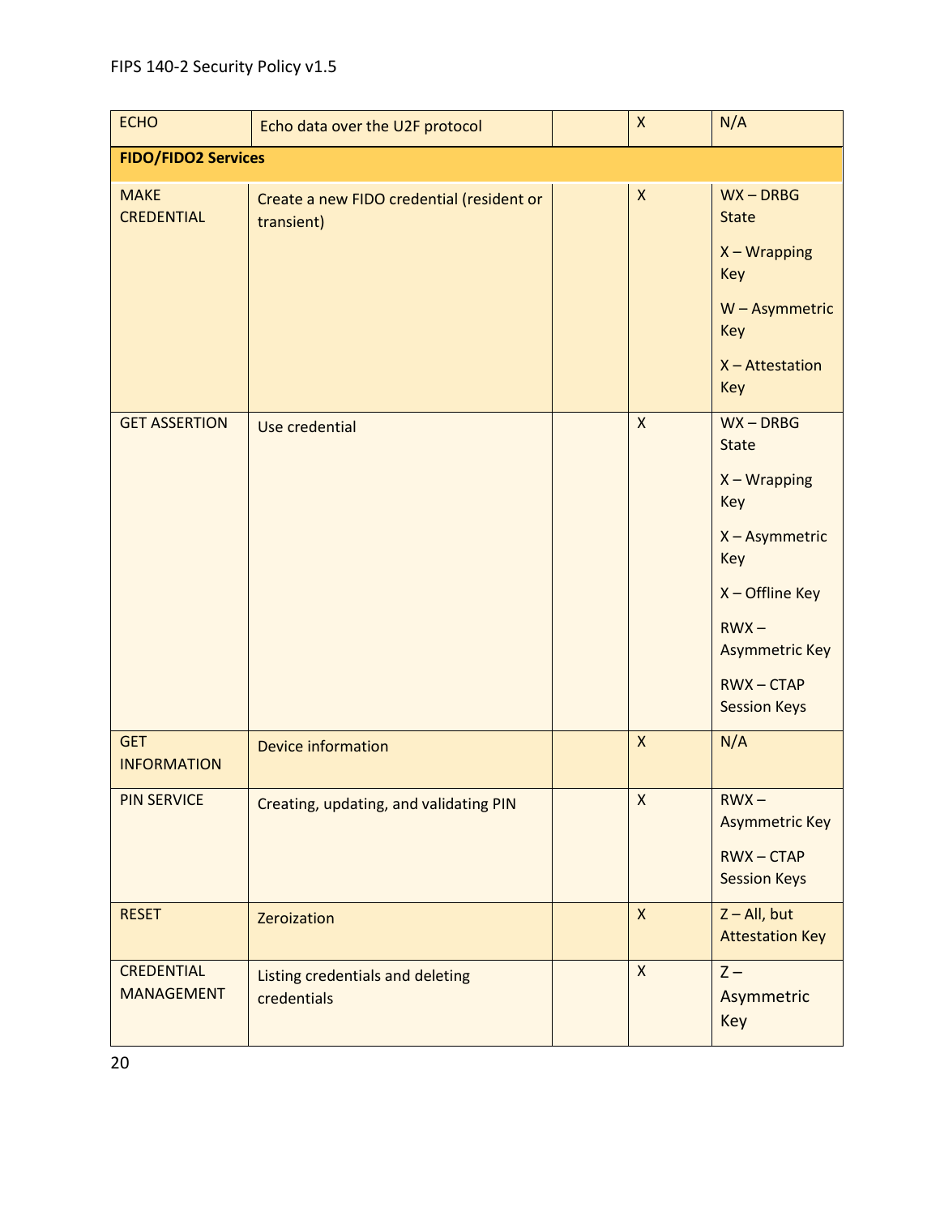| | | | | |
|---|---|---|---|---|
| ECHO | Echo data over the U2F protocol | | X | N/A |
| **FIDO/FIDO2 Services** | | | | |
| MAKE CREDENTIAL | Create a new FIDO credential (resident or transient) | | X | WX – DRBG State<br><br>X – Wrapping Key<br><br>W – Asymmetric Key<br><br>X – Attestation Key |
| GET ASSERTION | Use credential | | X | WX – DRBG State<br><br>X – Wrapping Key<br><br>X – Asymmetric Key<br><br>X – Offline Key<br><br>RWX – Asymmetric Key<br><br>RWX – CTAP Session Keys |
| GET INFORMATION | Device information | | X | N/A |
| PIN SERVICE | Creating, updating, and validating PIN | | X | RWX – Asymmetric Key<br><br>RWX – CTAP Session Keys |
| RESET | Zeroization | | X | Z – All, but Attestation Key |
| CREDENTIAL MANAGEMENT | Listing credentials and deleting credentials | | X | Z – Asymmetric Key |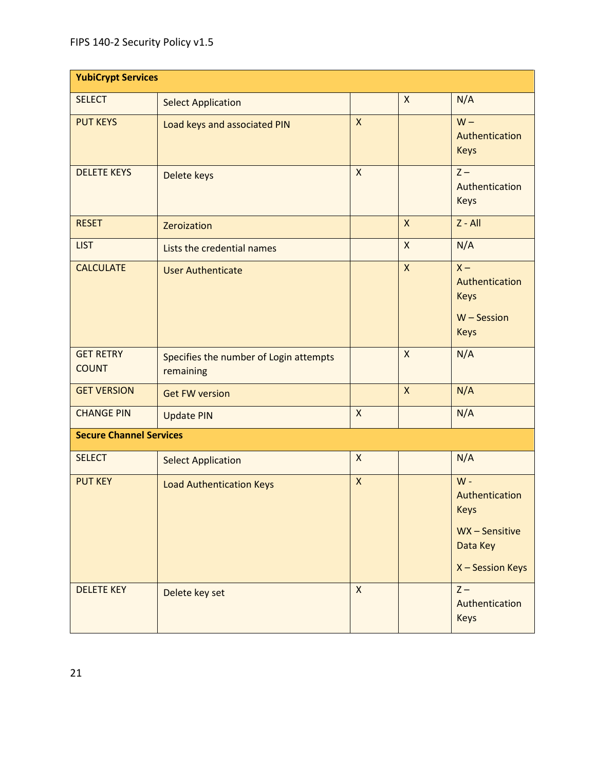| YubiCrypt Services | | | | |
|---|---|---|---|---|
| SELECT | Select Application | | X | N/A |
| PUT KEYS | Load keys and associated PIN | X | | W – Authentication Keys |
| DELETE KEYS | Delete keys | X | | Z – Authentication Keys |
| RESET | Zeroization | | X | Z - All |
| LIST | Lists the credential names | | X | N/A |
| CALCULATE | User Authenticate | | X | X – Authentication Keys<br>W – Session Keys |
| GET RETRY COUNT | Specifies the number of Login attempts remaining | | X | N/A |
| GET VERSION | Get FW version | | X | N/A |
| CHANGE PIN | Update PIN | X | | N/A |
| **Secure Channel Services** | | | | |
| SELECT | Select Application | X | | N/A |
| PUT KEY | Load Authentication Keys | X | | W - Authentication Keys<br>WX – Sensitive Data Key<br>X – Session Keys |
| DELETE KEY | Delete key set | X | | Z – Authentication Keys |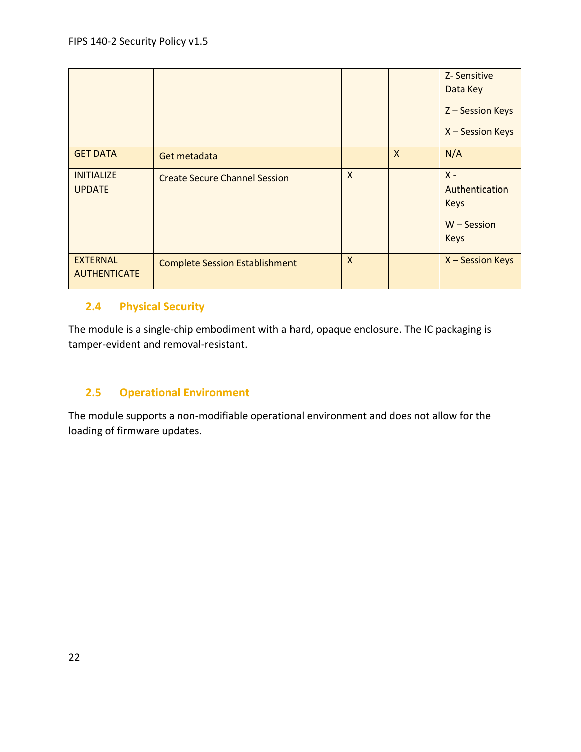| | | | | Z- Sensitive Data Key<br>Z – Session Keys<br>X – Session Keys |
|---|---|---|---|---|
| GET DATA | Get metadata | | X | N/A |
| INITIALIZE UPDATE | Create Secure Channel Session | X | | X - Authentication Keys<br>W – Session Keys |
| EXTERNAL AUTHENTICATE | Complete Session Establishment | X | | X – Session Keys |

### 2.4 Physical Security

The module is a single-chip embodiment with a hard, opaque enclosure. The IC packaging is tamper-evident and removal-resistant.

### 2.5 Operational Environment

The module supports a non-modifiable operational environment and does not allow for the loading of firmware updates.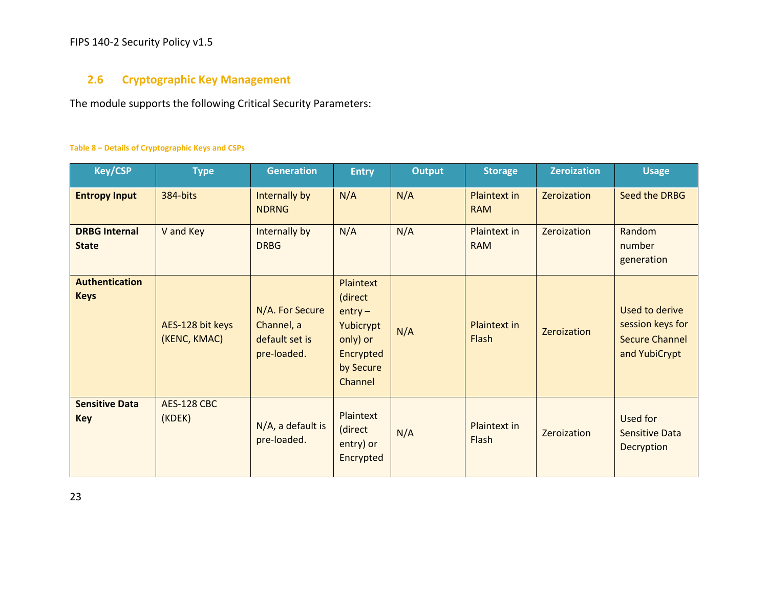## 2.6 Cryptographic Key Management

The module supports the following Critical Security Parameters:

Table 8 – Details of Cryptographic Keys and CSPs

| Key/CSP | Type | Generation | Entry | Output | Storage | Zeroization | Usage |
|---|---|---|---|---|---|---|---|
| **Entropy Input** | 384-bits | Internally by NDRNG | N/A | N/A | Plaintext in RAM | Zeroization | Seed the DRBG |
| **DRBG Internal State** | V and Key | Internally by DRBG | N/A | N/A | Plaintext in RAM | Zeroization | Random number generation |
| **Authentication Keys** | AES-128 bit keys (KENC, KMAC) | N/A. For Secure Channel, a default set is pre-loaded. | Plaintext (direct entry – Yubicrypt only) or Encrypted by Secure Channel | N/A | Plaintext in Flash | Zeroization | Used to derive session keys for Secure Channel and YubiCrypt |
| **Sensitive Data Key** | AES-128 CBC (KDEK) | N/A, a default is pre-loaded. | Plaintext (direct entry) or Encrypted | N/A | Plaintext in Flash | Zeroization | Used for Sensitive Data Decryption |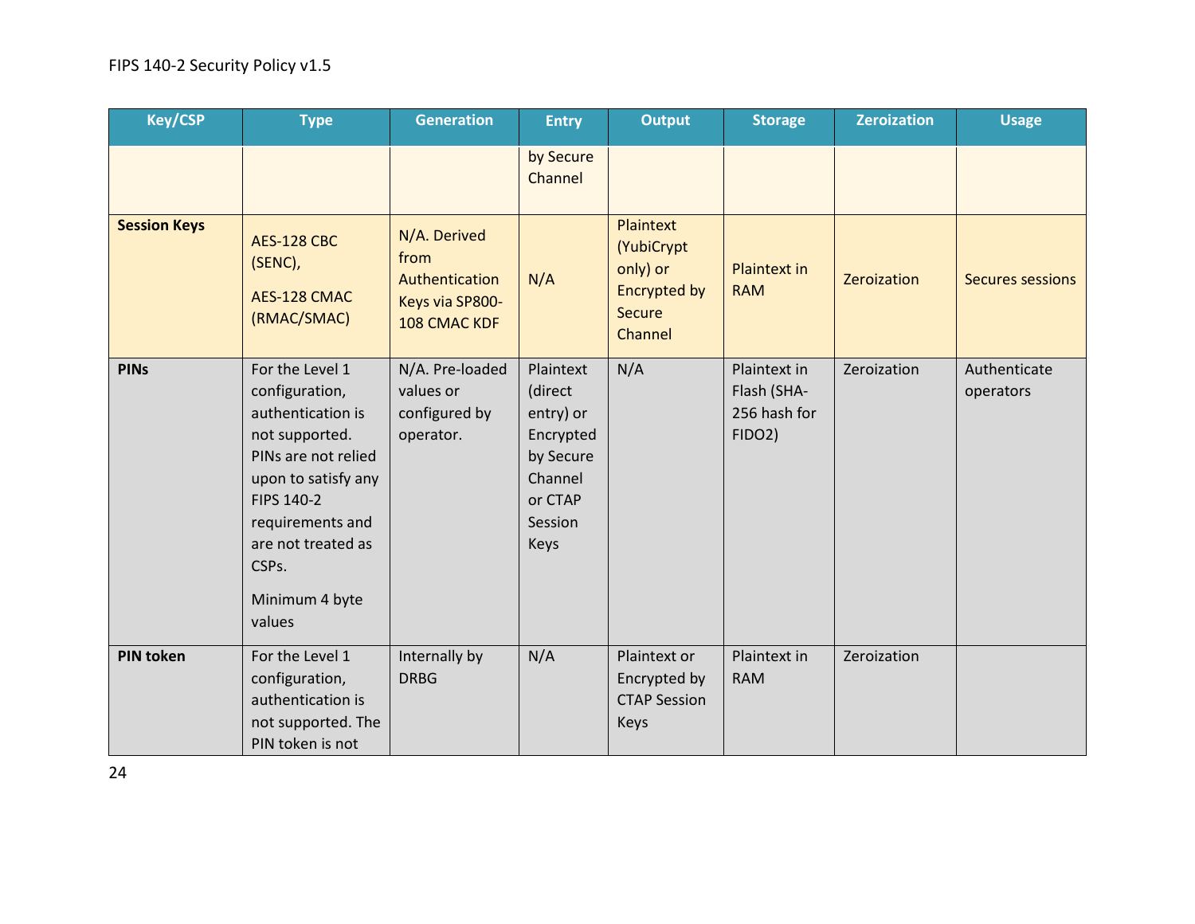| Key/CSP | Type | Generation | Entry | Output | Storage | Zeroization | Usage |
|---|---|---|---|---|---|---|---|
| | | | by Secure Channel | | | | |
| **Session Keys** | AES-128 CBC (SENC),<br><br>AES-128 CMAC (RMAC/SMAC) | N/A. Derived from Authentication Keys via SP800-108 CMAC KDF | N/A | Plaintext (YubiCrypt only) or Encrypted by Secure Channel | Plaintext in RAM | Zeroization | Secures sessions |
| **PINs** | For the Level 1 configuration, authentication is not supported. PINs are not relied upon to satisfy any FIPS 140-2 requirements and are not treated as CSPs.<br><br>Minimum 4 byte values | N/A. Pre-loaded values or configured by operator. | Plaintext (direct entry) or Encrypted by Secure Channel or CTAP Session Keys | N/A | Plaintext in Flash (SHA-256 hash for FIDO2) | Zeroization | Authenticate operators |
| **PIN token** | For the Level 1 configuration, authentication is not supported. The PIN token is not | Internally by DRBG | N/A | Plaintext or Encrypted by CTAP Session Keys | Plaintext in RAM | Zeroization | |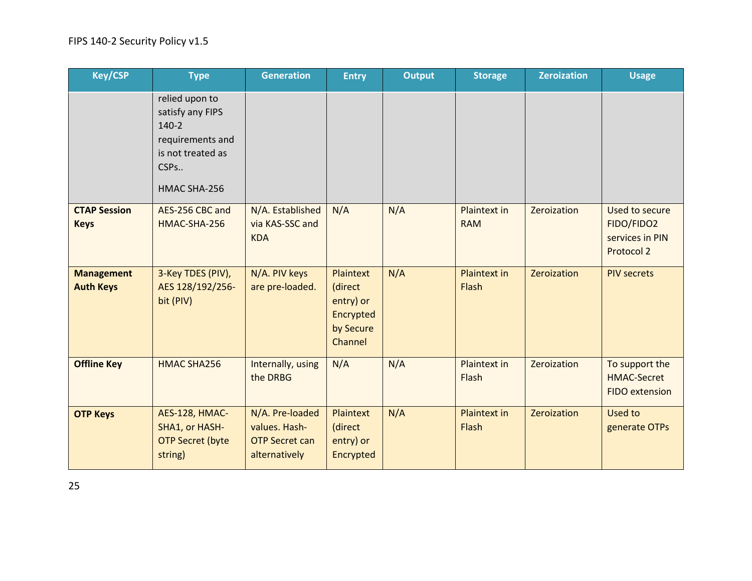| Key/CSP | Type | Generation | Entry | Output | Storage | Zeroization | Usage |
|---|---|---|---|---|---|---|---|
| | relied upon to satisfy any FIPS 140-2 requirements and is not treated as CSPs.. HMAC SHA-256 | | | | | | |
| **CTAP Session Keys** | AES-256 CBC and HMAC-SHA-256 | N/A. Established via KAS-SSC and KDA | N/A | N/A | Plaintext in RAM | Zeroization | Used to secure FIDO/FIDO2 services in PIN Protocol 2 |
| **Management Auth Keys** | 3-Key TDES (PIV), AES 128/192/256-bit (PIV) | N/A. PIV keys are pre-loaded. | Plaintext (direct entry) or Encrypted by Secure Channel | N/A | Plaintext in Flash | Zeroization | PIV secrets |
| **Offline Key** | HMAC SHA256 | Internally, using the DRBG | N/A | N/A | Plaintext in Flash | Zeroization | To support the HMAC-Secret FIDO extension |
| **OTP Keys** | AES-128, HMAC-SHA1, or HASH-OTP Secret (byte string) | N/A. Pre-loaded values. Hash-OTP Secret can alternatively | Plaintext (direct entry) or Encrypted | N/A | Plaintext in Flash | Zeroization | Used to generate OTPs |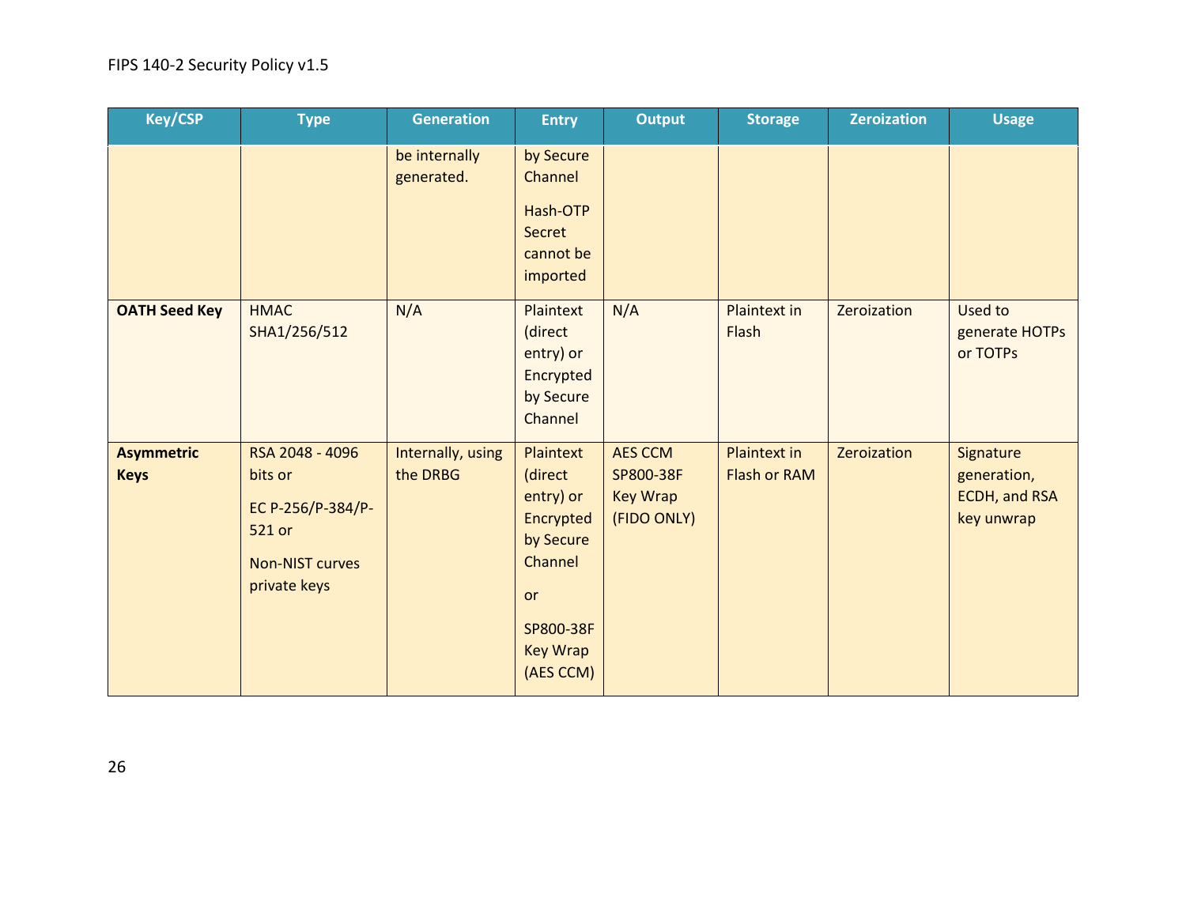| Key/CSP | Type | Generation | Entry | Output | Storage | Zeroization | Usage |
|---|---|---|---|---|---|---|---|
| | | be internally generated. | by Secure Channel<br><br>Hash-OTP Secret cannot be imported | | | | |
| **OATH Seed Key** | HMAC SHA1/256/512 | N/A | Plaintext (direct entry) or Encrypted by Secure Channel | N/A | Plaintext in Flash | Zeroization | Used to generate HOTPs or TOTPs |
| **Asymmetric Keys** | RSA 2048 - 4096 bits or<br><br>EC P-256/P-384/P-521 or<br><br>Non-NIST curves private keys | Internally, using the DRBG | Plaintext (direct entry) or Encrypted by Secure Channel<br><br>or<br><br>SP800-38F Key Wrap (AES CCM) | AES CCM SP800-38F Key Wrap (FIDO ONLY) | Plaintext in Flash or RAM | Zeroization | Signature generation, ECDH, and RSA key unwrap |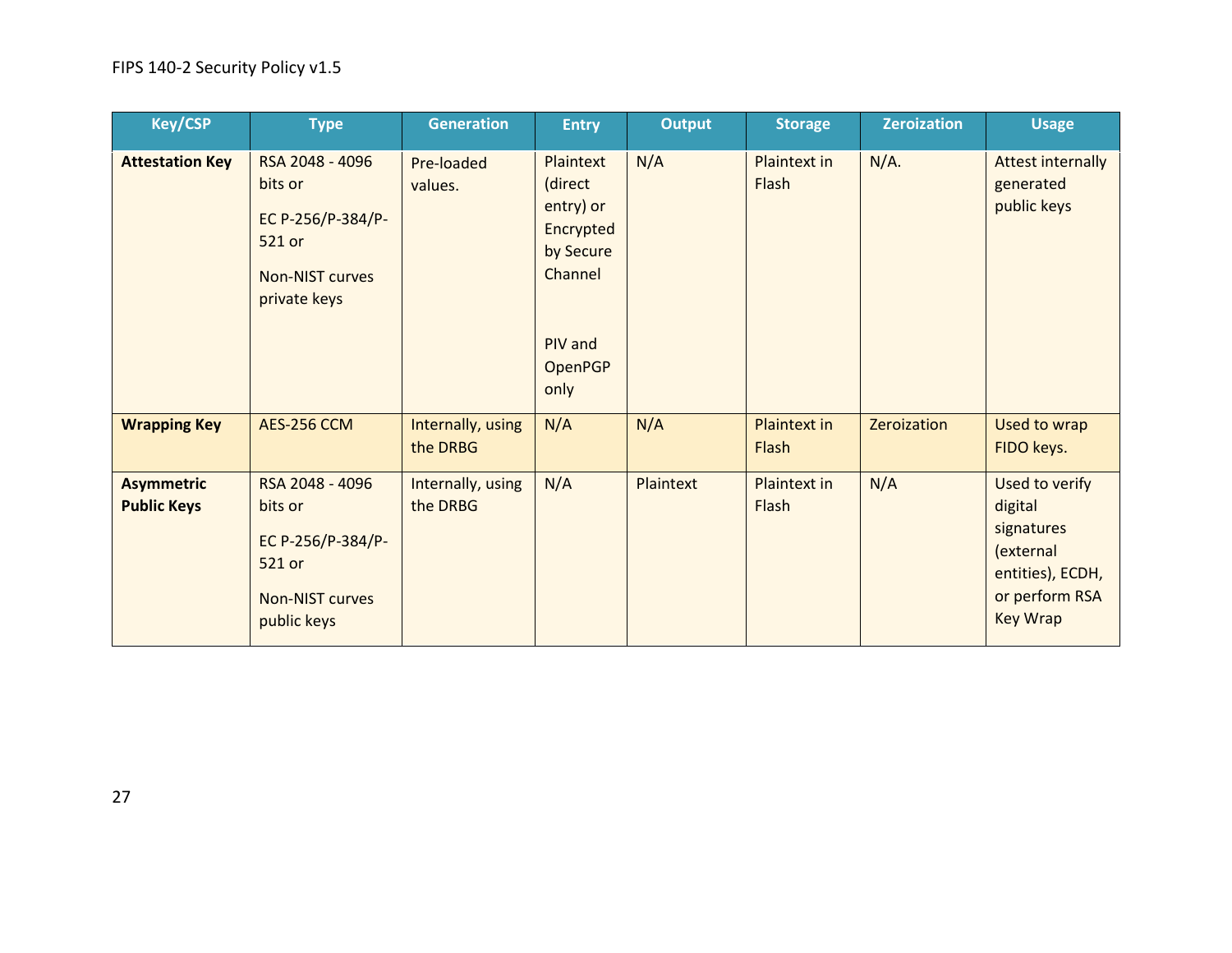| Key/CSP | Type | Generation | Entry | Output | Storage | Zeroization | Usage |
|---|---|---|---|---|---|---|---|
| **Attestation Key** | RSA 2048 - 4096 bits or<br><br>EC P-256/P-384/P-521 or<br><br>Non-NIST curves private keys | Pre-loaded values. | Plaintext (direct entry) or Encrypted by Secure Channel<br><br>PIV and OpenPGP only | N/A | Plaintext in Flash | N/A. | Attest internally generated public keys |
| **Wrapping Key** | AES-256 CCM | Internally, using the DRBG | N/A | N/A | Plaintext in Flash | Zeroization | Used to wrap FIDO keys. |
| **Asymmetric Public Keys** | RSA 2048 - 4096 bits or<br><br>EC P-256/P-384/P-521 or<br><br>Non-NIST curves public keys | Internally, using the DRBG | N/A | Plaintext | Plaintext in Flash | N/A | Used to verify digital signatures (external entities), ECDH, or perform RSA Key Wrap |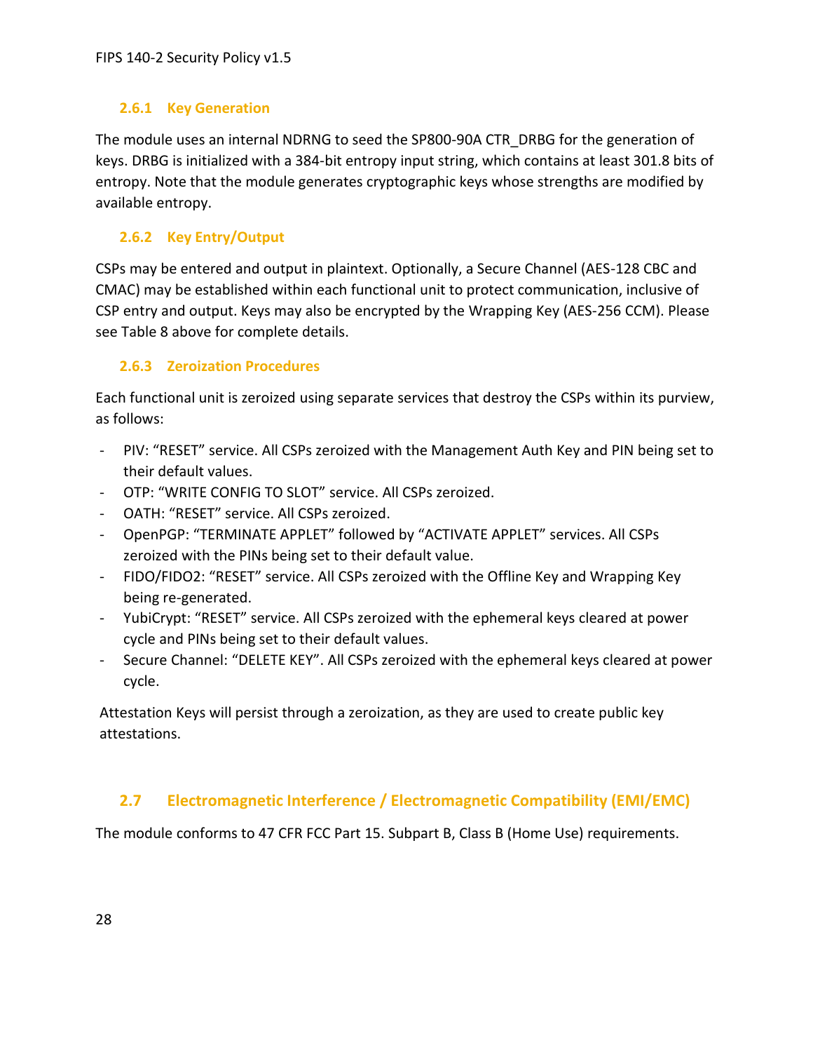### 2.6.1 Key Generation

The module uses an internal NDRNG to seed the SP800-90A CTR_DRBG for the generation of keys. DRBG is initialized with a 384-bit entropy input string, which contains at least 301.8 bits of entropy. Note that the module generates cryptographic keys whose strengths are modified by available entropy.

### 2.6.2 Key Entry/Output

CSPs may be entered and output in plaintext. Optionally, a Secure Channel (AES-128 CBC and CMAC) may be established within each functional unit to protect communication, inclusive of CSP entry and output. Keys may also be encrypted by the Wrapping Key (AES-256 CCM). Please see Table 8 above for complete details.

### 2.6.3 Zeroization Procedures

Each functional unit is zeroized using separate services that destroy the CSPs within its purview, as follows:

- PIV: “RESET” service. All CSPs zeroized with the Management Auth Key and PIN being set to their default values.
- OTP: “WRITE CONFIG TO SLOT” service. All CSPs zeroized.
- OATH: “RESET” service. All CSPs zeroized.
- OpenPGP: “TERMINATE APPLET” followed by “ACTIVATE APPLET” services. All CSPs zeroized with the PINs being set to their default value.
- FIDO/FIDO2: “RESET” service. All CSPs zeroized with the Offline Key and Wrapping Key being re-generated.
- YubiCrypt: “RESET” service. All CSPs zeroized with the ephemeral keys cleared at power cycle and PINs being set to their default values.
- Secure Channel: “DELETE KEY”. All CSPs zeroized with the ephemeral keys cleared at power cycle.

Attestation Keys will persist through a zeroization, as they are used to create public key attestations.

## 2.7 Electromagnetic Interference / Electromagnetic Compatibility (EMI/EMC)

The module conforms to 47 CFR FCC Part 15. Subpart B, Class B (Home Use) requirements.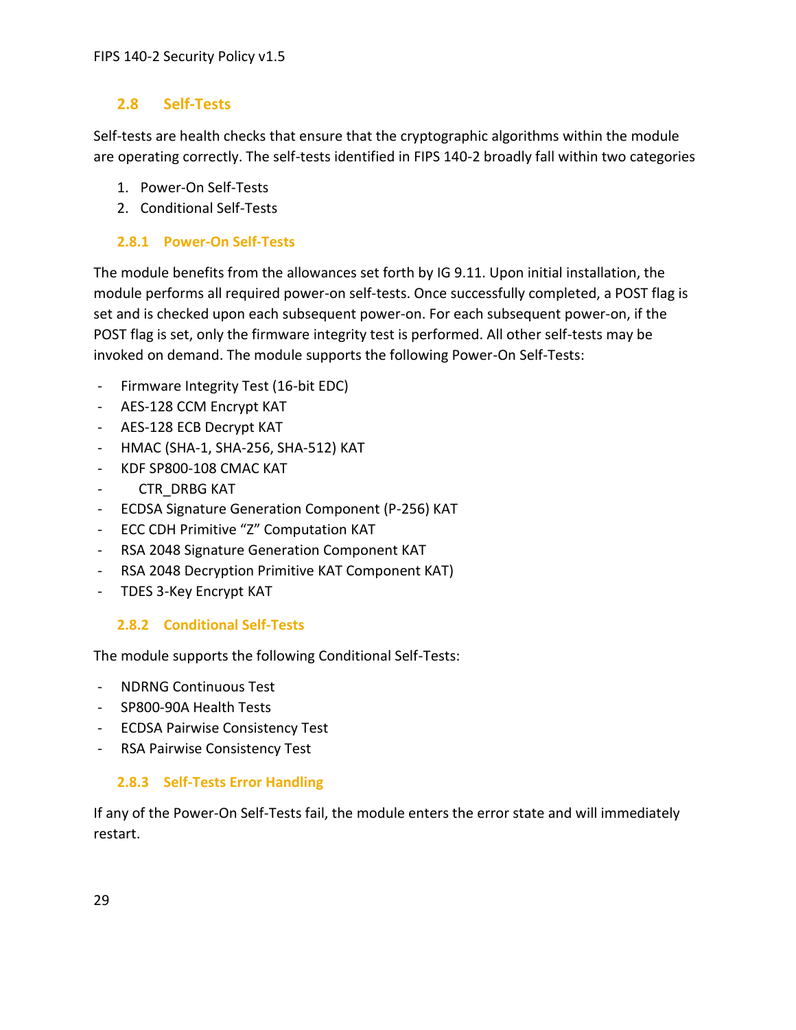## 2.8 Self-Tests

Self-tests are health checks that ensure that the cryptographic algorithms within the module are operating correctly. The self-tests identified in FIPS 140-2 broadly fall within two categories

1. Power-On Self-Tests
2. Conditional Self-Tests

### 2.8.1 Power-On Self-Tests

The module benefits from the allowances set forth by IG 9.11. Upon initial installation, the module performs all required power-on self-tests. Once successfully completed, a POST flag is set and is checked upon each subsequent power-on. For each subsequent power-on, if the POST flag is set, only the firmware integrity test is performed. All other self-tests may be invoked on demand. The module supports the following Power-On Self-Tests:

- Firmware Integrity Test (16-bit EDC)
- AES-128 CCM Encrypt KAT
- AES-128 ECB Decrypt KAT
- HMAC (SHA-1, SHA-256, SHA-512) KAT
- KDF SP800-108 CMAC KAT
- CTR_DRBG KAT
- ECDSA Signature Generation Component (P-256) KAT
- ECC CDH Primitive “Z” Computation KAT
- RSA 2048 Signature Generation Component KAT
- RSA 2048 Decryption Primitive KAT Component KAT)
- TDES 3-Key Encrypt KAT

### 2.8.2 Conditional Self-Tests

The module supports the following Conditional Self-Tests:

- NDRNG Continuous Test
- SP800-90A Health Tests
- ECDSA Pairwise Consistency Test
- RSA Pairwise Consistency Test

### 2.8.3 Self-Tests Error Handling

If any of the Power-On Self-Tests fail, the module enters the error state and will immediately restart.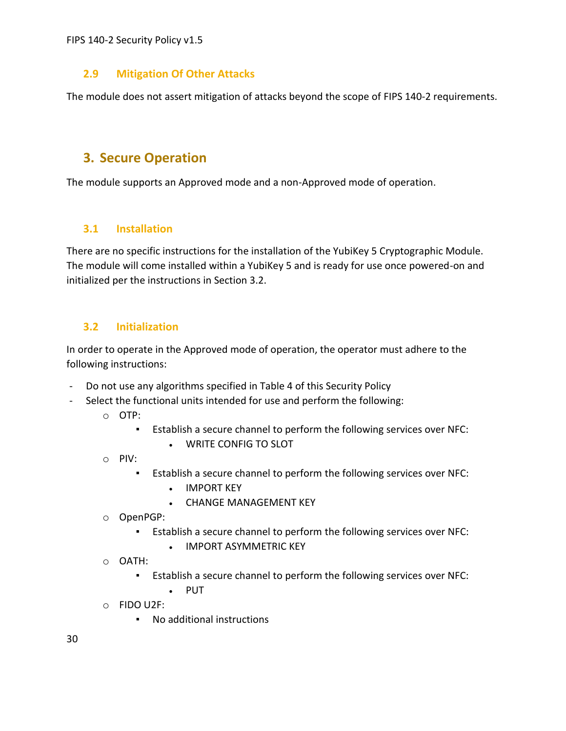### 2.9 Mitigation Of Other Attacks

The module does not assert mitigation of attacks beyond the scope of FIPS 140-2 requirements.

## 3. Secure Operation

The module supports an Approved mode and a non-Approved mode of operation.

### 3.1 Installation

There are no specific instructions for the installation of the YubiKey 5 Cryptographic Module. The module will come installed within a YubiKey 5 and is ready for use once powered-on and initialized per the instructions in Section 3.2.

### 3.2 Initialization

In order to operate in the Approved mode of operation, the operator must adhere to the following instructions:

- Do not use any algorithms specified in Table 4 of this Security Policy
- Select the functional units intended for use and perform the following:
  - OTP:
    - Establish a secure channel to perform the following services over NFC:
      - WRITE CONFIG TO SLOT
  - PIV:
    - Establish a secure channel to perform the following services over NFC:
      - IMPORT KEY
      - CHANGE MANAGEMENT KEY
  - OpenPGP:
    - Establish a secure channel to perform the following services over NFC:
      - IMPORT ASYMMETRIC KEY
  - OATH:
    - Establish a secure channel to perform the following services over NFC:
      - PUT
  - FIDO U2F:
    - No additional instructions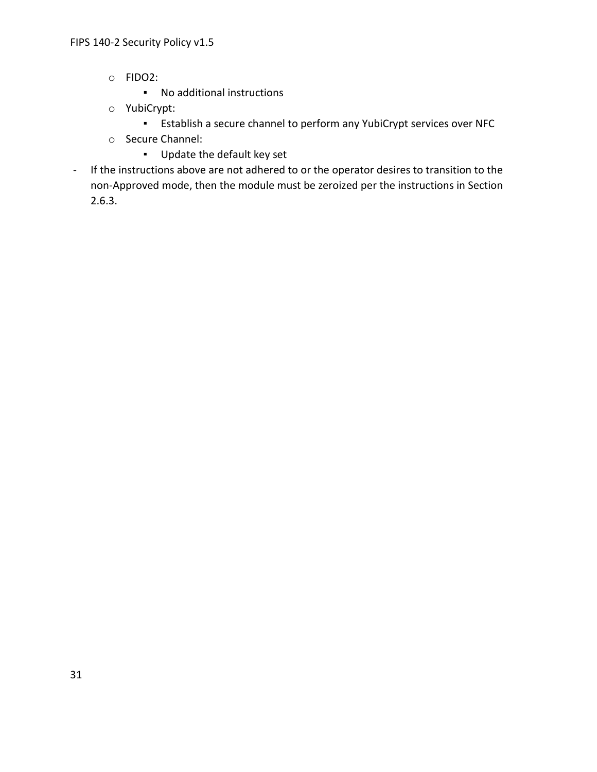- FIDO2:
  - No additional instructions
- YubiCrypt:
  - Establish a secure channel to perform any YubiCrypt services over NFC
- Secure Channel:
  - Update the default key set

- If the instructions above are not adhered to or the operator desires to transition to the non-Approved mode, then the module must be zeroized per the instructions in Section 2.6.3.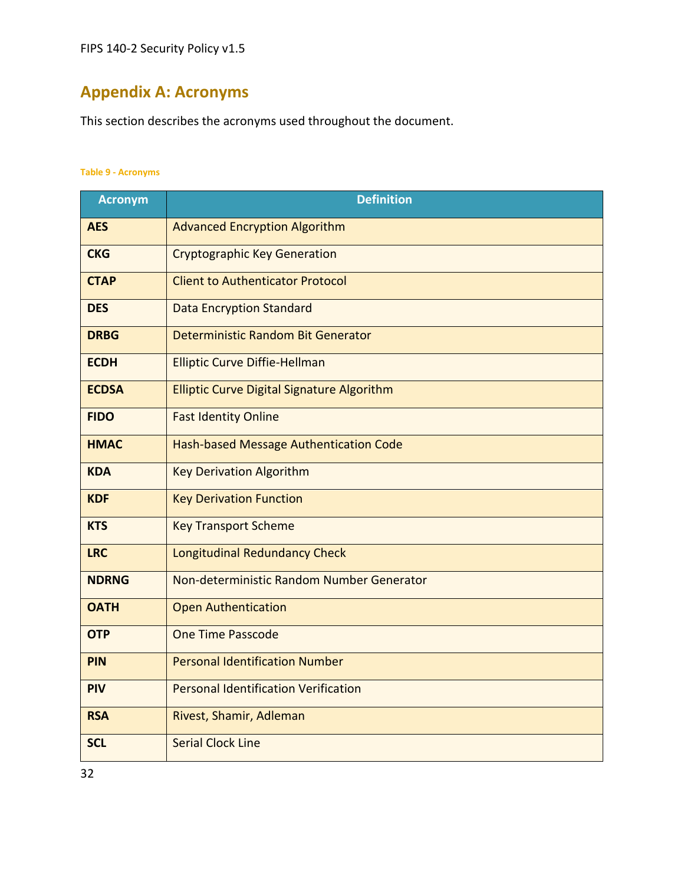## Appendix A: Acronyms

This section describes the acronyms used throughout the document.

**Table 9 - Acronyms**

| Acronym | Definition |
|---|---|
| **AES** | Advanced Encryption Algorithm |
| **CKG** | Cryptographic Key Generation |
| **CTAP** | Client to Authenticator Protocol |
| **DES** | Data Encryption Standard |
| **DRBG** | Deterministic Random Bit Generator |
| **ECDH** | Elliptic Curve Diffie-Hellman |
| **ECDSA** | Elliptic Curve Digital Signature Algorithm |
| **FIDO** | Fast Identity Online |
| **HMAC** | Hash-based Message Authentication Code |
| **KDA** | Key Derivation Algorithm |
| **KDF** | Key Derivation Function |
| **KTS** | Key Transport Scheme |
| **LRC** | Longitudinal Redundancy Check |
| **NDRNG** | Non-deterministic Random Number Generator |
| **OATH** | Open Authentication |
| **OTP** | One Time Passcode |
| **PIN** | Personal Identification Number |
| **PIV** | Personal Identification Verification |
| **RSA** | Rivest, Shamir, Adleman |
| **SCL** | Serial Clock Line |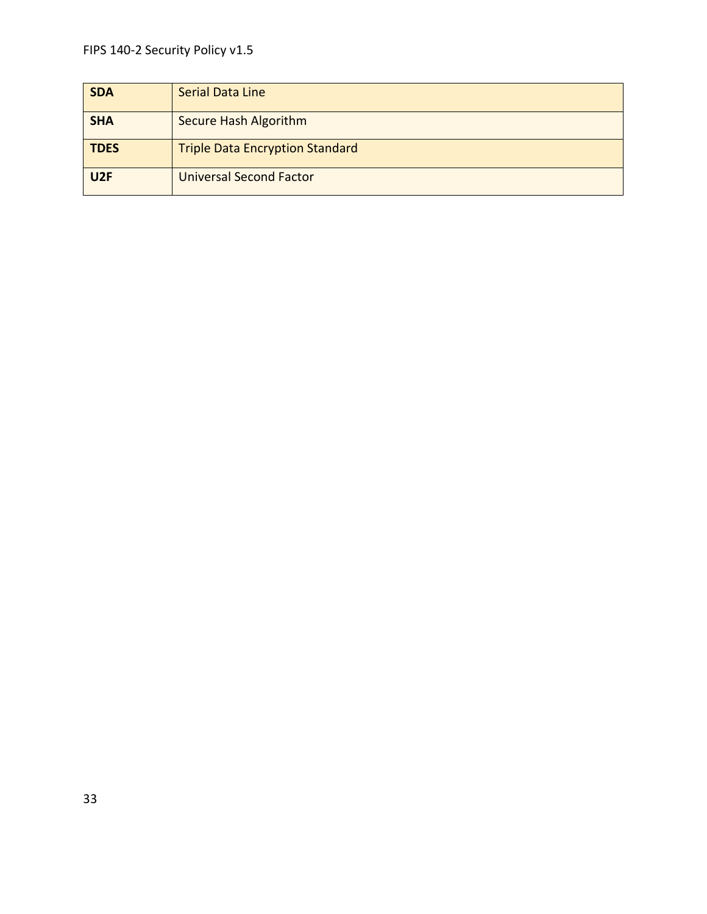| | |
|---|---|
| **SDA** | Serial Data Line |
| **SHA** | Secure Hash Algorithm |
| **TDES** | Triple Data Encryption Standard |
| **U2F** | Universal Second Factor |